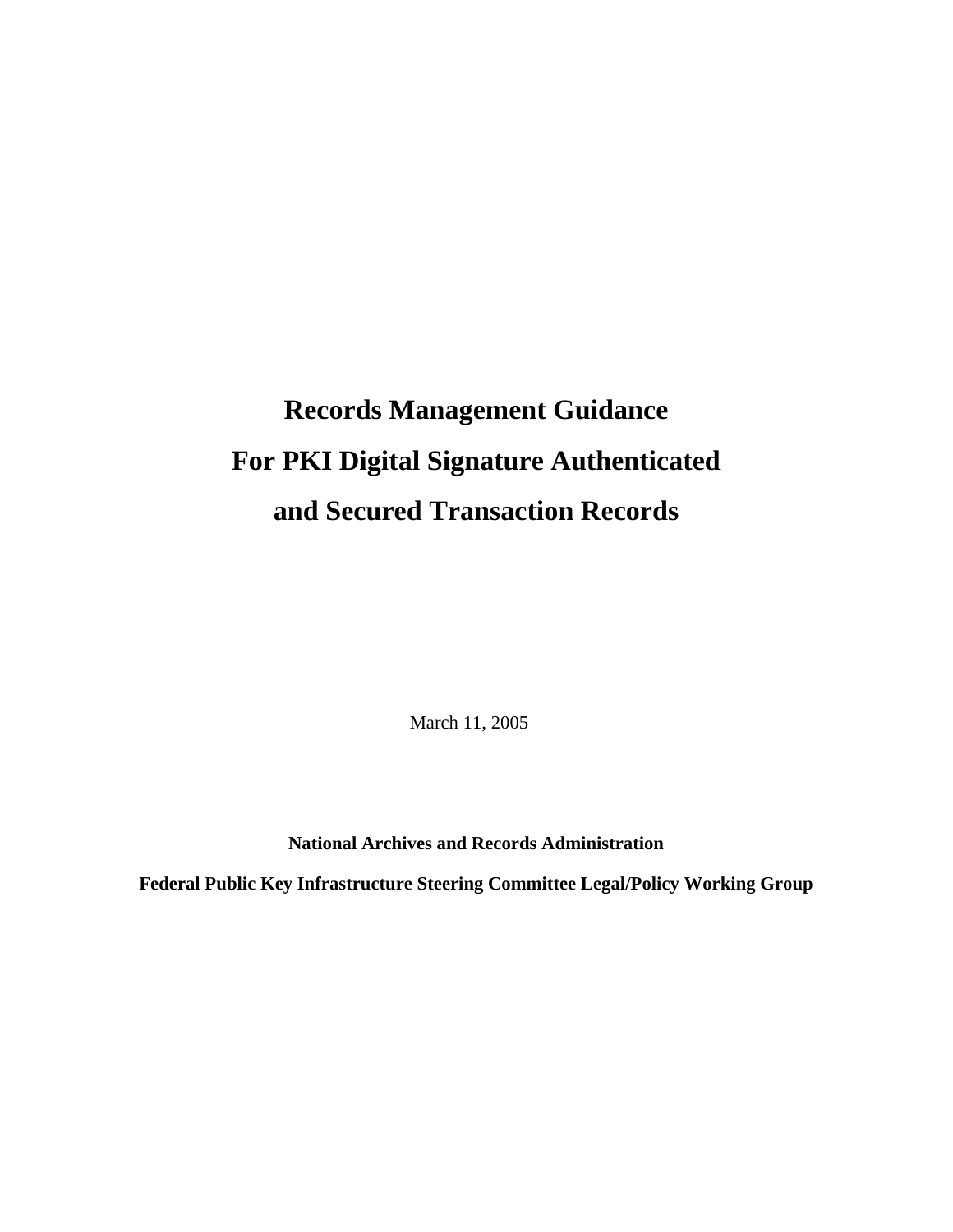# Records Management Guidance For PKI Digital Signature Authenticated and Secured Transaction Records

March 11, 2005

**National Archives and Records Administration**

**Federal Public Key Infrastructure Steering Committee Legal/Policy Working Group**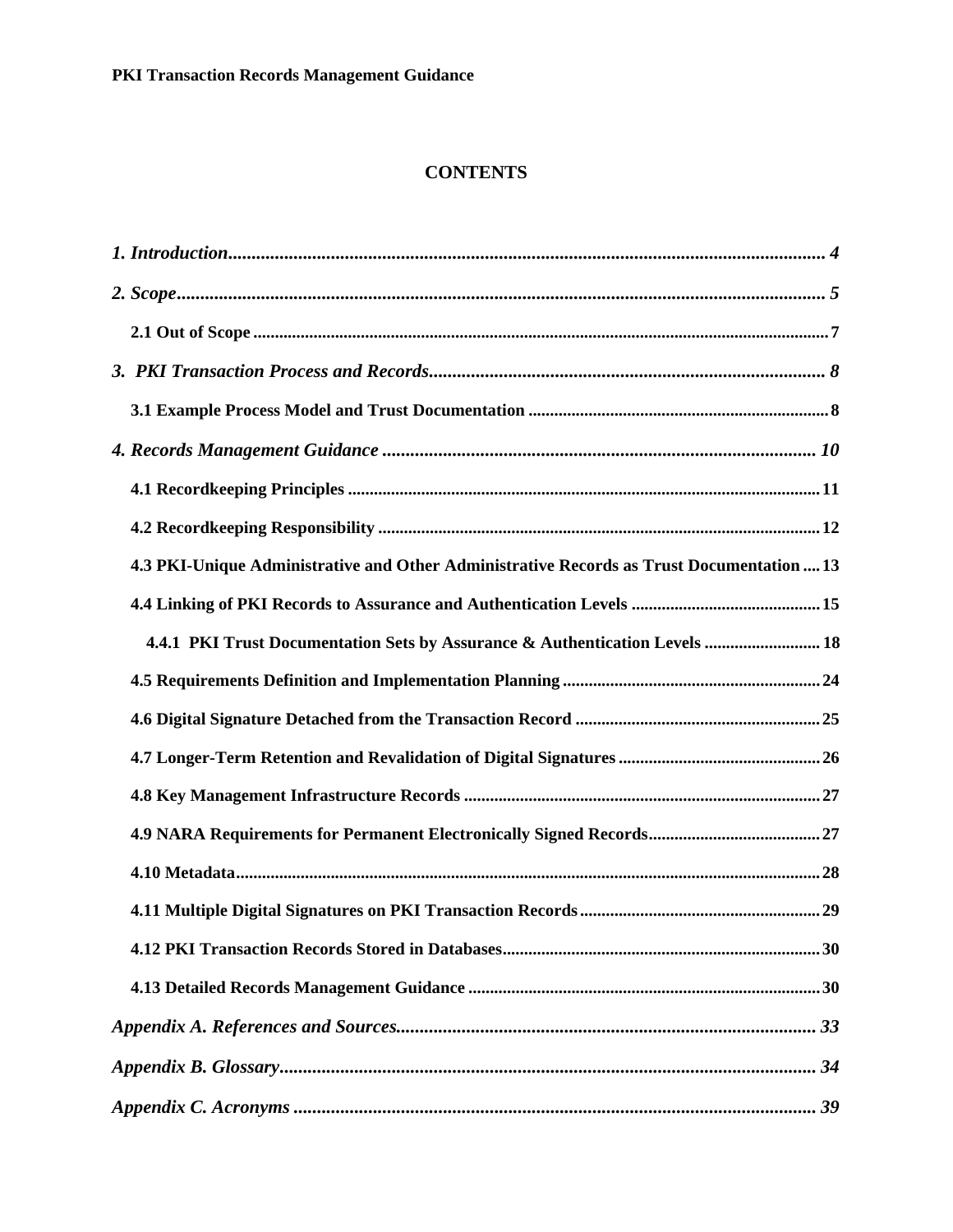# CONTENTS

*1. Introduction* ........................................................................................................................ *4*

*2. Scope* ................................................................................................................................... *5*

**2.1 Out of Scope** ........................................................................................................................ **7**

*3. PKI Transaction Process and Records* ..................................................................................... *8*

**3.1 Example Process Model and Trust Documentation** ................................................................. **8**

*4. Records Management Guidance* ............................................................................................ *10*

**4.1 Recordkeeping Principles** ................................................................................................... **11**

**4.2 Recordkeeping Responsibility** ............................................................................................. **12**

**4.3 PKI-Unique Administrative and Other Administrative Records as Trust Documentation** .... **13**

**4.4 Linking of PKI Records to Assurance and Authentication Levels** ........................................ **15**

**4.4.1 PKI Trust Documentation Sets by Assurance & Authentication Levels** ........................... **18**

**4.5 Requirements Definition and Implementation Planning** ...................................................... **24**

**4.6 Digital Signature Detached from the Transaction Record** ................................................... **25**

**4.7 Longer-Term Retention and Revalidation of Digital Signatures** .......................................... **26**

**4.8 Key Management Infrastructure Records** ........................................................................... **27**

**4.9 NARA Requirements for Permanent Electronically Signed Records** .................................. **27**

**4.10 Metadata** ........................................................................................................................... **28**

**4.11 Multiple Digital Signatures on PKI Transaction Records** ................................................... **29**

**4.12 PKI Transaction Records Stored in Databases** ................................................................... **30**

**4.13 Detailed Records Management Guidance** .......................................................................... **30**

*Appendix A. References and Sources* ...................................................................................... *33*

*Appendix B. Glossary* ............................................................................................................... *34*

*Appendix C. Acronyms* ............................................................................................................ *39*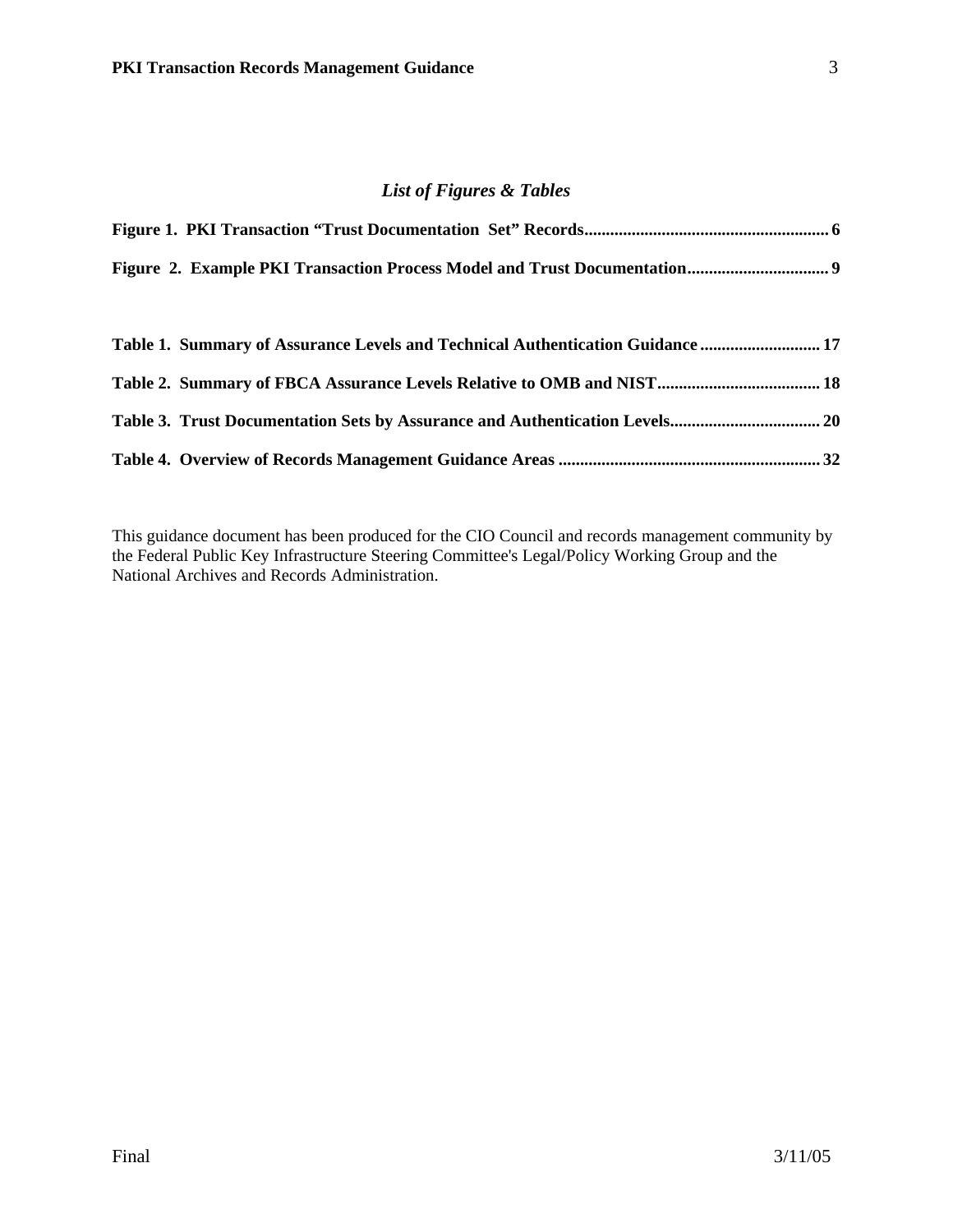## *List of Figures & Tables*

**Figure 1. PKI Transaction "Trust Documentation Set" Records........................................................ 6**

**Figure 2. Example PKI Transaction Process Model and Trust Documentation................................ 9**

**Table 1. Summary of Assurance Levels and Technical Authentication Guidance ........................... 17**

**Table 2. Summary of FBCA Assurance Levels Relative to OMB and NIST..................................... 18**

**Table 3. Trust Documentation Sets by Assurance and Authentication Levels.................................. 20**

**Table 4. Overview of Records Management Guidance Areas ............................................................ 32**

This guidance document has been produced for the CIO Council and records management community by the Federal Public Key Infrastructure Steering Committee's Legal/Policy Working Group and the National Archives and Records Administration.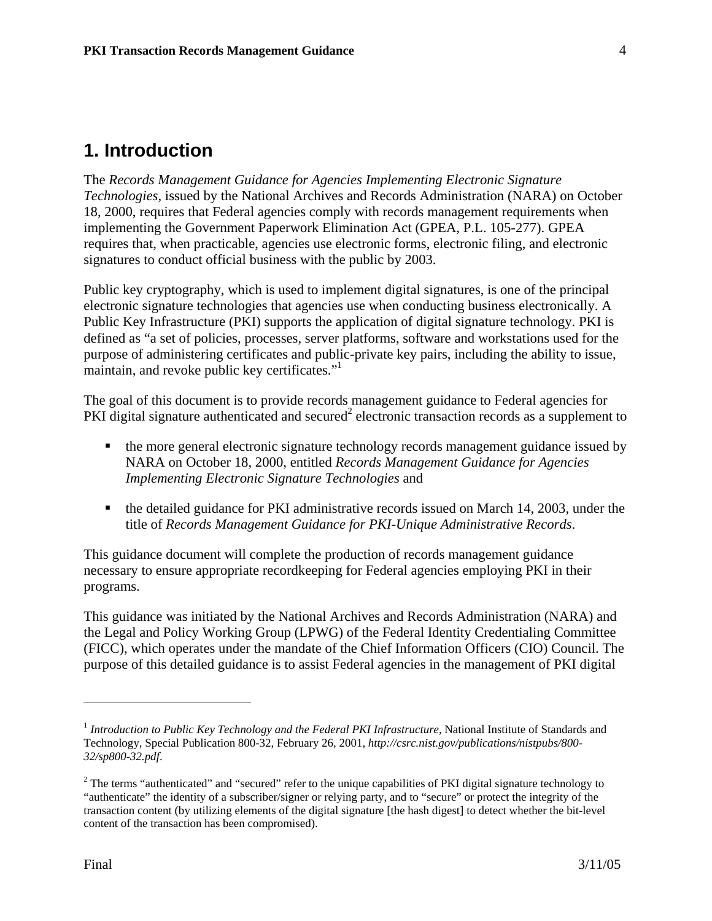# 1. Introduction

The *Records Management Guidance for Agencies Implementing Electronic Signature Technologies*, issued by the National Archives and Records Administration (NARA) on October 18, 2000, requires that Federal agencies comply with records management requirements when implementing the Government Paperwork Elimination Act (GPEA, P.L. 105-277). GPEA requires that, when practicable, agencies use electronic forms, electronic filing, and electronic signatures to conduct official business with the public by 2003.

Public key cryptography, which is used to implement digital signatures, is one of the principal electronic signature technologies that agencies use when conducting business electronically. A Public Key Infrastructure (PKI) supports the application of digital signature technology. PKI is defined as "a set of policies, processes, server platforms, software and workstations used for the purpose of administering certificates and public-private key pairs, including the ability to issue, maintain, and revoke public key certificates."[1]

The goal of this document is to provide records management guidance to Federal agencies for PKI digital signature authenticated and secured[2] electronic transaction records as a supplement to

- the more general electronic signature technology records management guidance issued by NARA on October 18, 2000, entitled *Records Management Guidance for Agencies Implementing Electronic Signature Technologies* and
- the detailed guidance for PKI administrative records issued on March 14, 2003, under the title of *Records Management Guidance for PKI-Unique Administrative Records*.

This guidance document will complete the production of records management guidance necessary to ensure appropriate recordkeeping for Federal agencies employing PKI in their programs.

This guidance was initiated by the National Archives and Records Administration (NARA) and the Legal and Policy Working Group (LPWG) of the Federal Identity Credentialing Committee (FICC), which operates under the mandate of the Chief Information Officers (CIO) Council. The purpose of this detailed guidance is to assist Federal agencies in the management of PKI digital

---

[1] *Introduction to Public Key Technology and the Federal PKI Infrastructure,* National Institute of Standards and Technology, Special Publication 800-32, February 26, 2001, *http://csrc.nist.gov/publications/nistpubs/800-32/sp800-32.pdf*.

[2] The terms "authenticated" and "secured" refer to the unique capabilities of PKI digital signature technology to "authenticate" the identity of a subscriber/signer or relying party, and to "secure" or protect the integrity of the transaction content (by utilizing elements of the digital signature [the hash digest] to detect whether the bit-level content of the transaction has been compromised).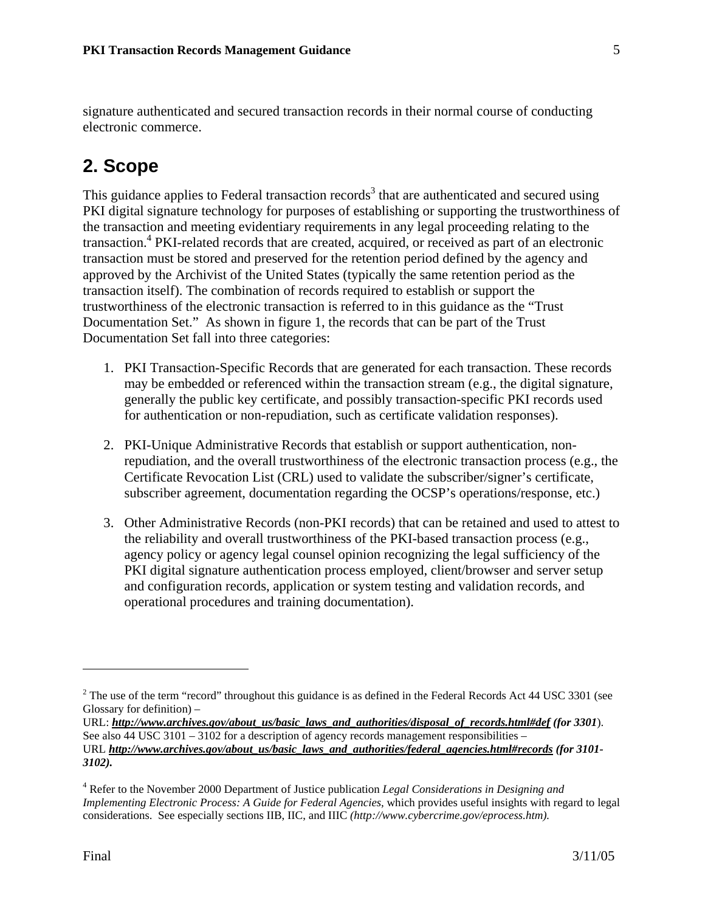signature authenticated and secured transaction records in their normal course of conducting electronic commerce.

## 2. Scope

This guidance applies to Federal transaction records[3] that are authenticated and secured using PKI digital signature technology for purposes of establishing or supporting the trustworthiness of the transaction and meeting evidentiary requirements in any legal proceeding relating to the transaction.[4] PKI-related records that are created, acquired, or received as part of an electronic transaction must be stored and preserved for the retention period defined by the agency and approved by the Archivist of the United States (typically the same retention period as the transaction itself). The combination of records required to establish or support the trustworthiness of the electronic transaction is referred to in this guidance as the "Trust Documentation Set." As shown in figure 1, the records that can be part of the Trust Documentation Set fall into three categories:

1. PKI Transaction-Specific Records that are generated for each transaction. These records may be embedded or referenced within the transaction stream (e.g., the digital signature, generally the public key certificate, and possibly transaction-specific PKI records used for authentication or non-repudiation, such as certificate validation responses).

2. PKI-Unique Administrative Records that establish or support authentication, non-repudiation, and the overall trustworthiness of the electronic transaction process (e.g., the Certificate Revocation List (CRL) used to validate the subscriber/signer's certificate, subscriber agreement, documentation regarding the OCSP's operations/response, etc.)

3. Other Administrative Records (non-PKI records) that can be retained and used to attest to the reliability and overall trustworthiness of the PKI-based transaction process (e.g., agency policy or agency legal counsel opinion recognizing the legal sufficiency of the PKI digital signature authentication process employed, client/browser and server setup and configuration records, application or system testing and validation records, and operational procedures and training documentation).

---

[2] The use of the term "record" throughout this guidance is as defined in the Federal Records Act 44 USC 3301 (see Glossary for definition) –
URL: ***http://www.archives.gov/about_us/basic_laws_and_authorities/disposal_of_records.html#def*** ***(for 3301***).
See also 44 USC 3101 – 3102 for a description of agency records management responsibilities –
URL ***http://www.archives.gov/about_us/basic_laws_and_authorities/federal_agencies.html#records*** ***(for 3101-3102).***

[4] Refer to the November 2000 Department of Justice publication *Legal Considerations in Designing and Implementing Electronic Process: A Guide for Federal Agencies,* which provides useful insights with regard to legal considerations. See especially sections IIB, IIC, and IIIC *(http://www.cybercrime.gov/eprocess.htm).*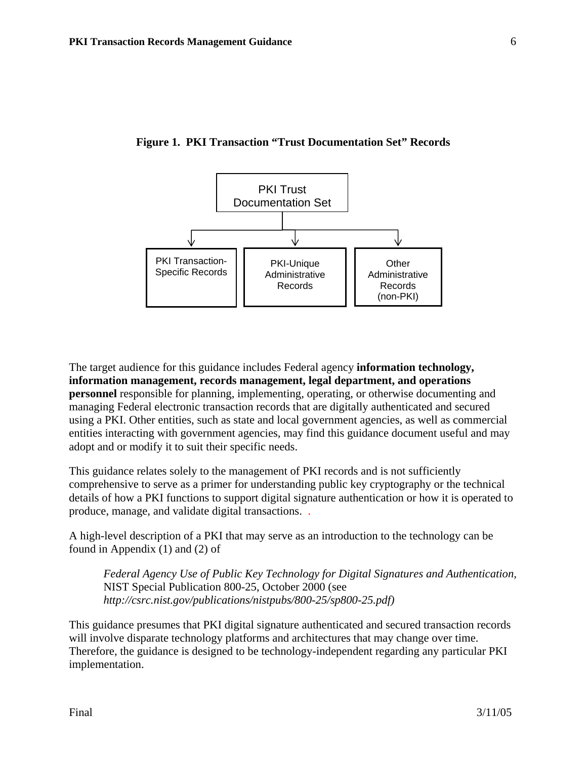**Figure 1. PKI Transaction "Trust Documentation Set" Records**

PKI Trust Documentation Set

- PKI Transaction-Specific Records
- PKI-Unique Administrative Records
- Other Administrative Records (non-PKI)

The target audience for this guidance includes Federal agency **information technology, information management, records management, legal department, and operations personnel** responsible for planning, implementing, operating, or otherwise documenting and managing Federal electronic transaction records that are digitally authenticated and secured using a PKI. Other entities, such as state and local government agencies, as well as commercial entities interacting with government agencies, may find this guidance document useful and may adopt and or modify it to suit their specific needs.

This guidance relates solely to the management of PKI records and is not sufficiently comprehensive to serve as a primer for understanding public key cryptography or the technical details of how a PKI functions to support digital signature authentication or how it is operated to produce, manage, and validate digital transactions. .

A high-level description of a PKI that may serve as an introduction to the technology can be found in Appendix (1) and (2) of

> *Federal Agency Use of Public Key Technology for Digital Signatures and Authentication*, NIST Special Publication 800-25, October 2000 (see *http://csrc.nist.gov/publications/nistpubs/800-25/sp800-25.pdf)*

This guidance presumes that PKI digital signature authenticated and secured transaction records will involve disparate technology platforms and architectures that may change over time. Therefore, the guidance is designed to be technology-independent regarding any particular PKI implementation.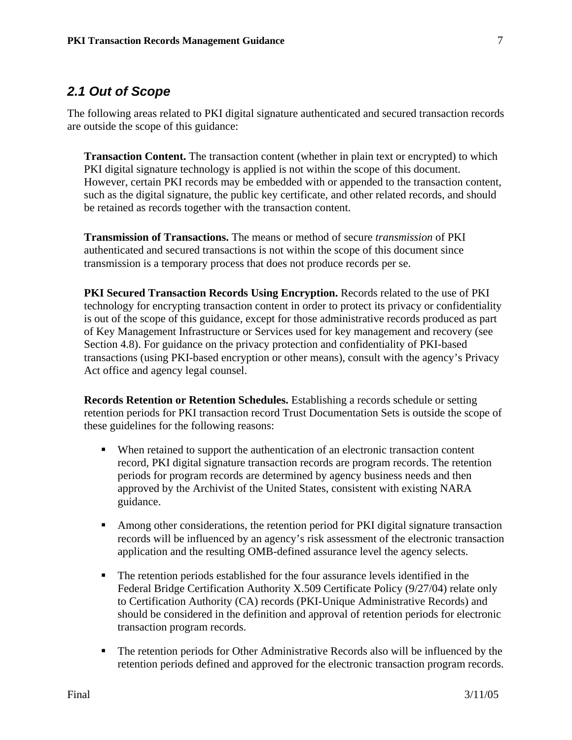## 2.1 Out of Scope

The following areas related to PKI digital signature authenticated and secured transaction records are outside the scope of this guidance:

**Transaction Content.** The transaction content (whether in plain text or encrypted) to which PKI digital signature technology is applied is not within the scope of this document. However, certain PKI records may be embedded with or appended to the transaction content, such as the digital signature, the public key certificate, and other related records, and should be retained as records together with the transaction content.

**Transmission of Transactions.** The means or method of secure *transmission* of PKI authenticated and secured transactions is not within the scope of this document since transmission is a temporary process that does not produce records per se.

**PKI Secured Transaction Records Using Encryption.** Records related to the use of PKI technology for encrypting transaction content in order to protect its privacy or confidentiality is out of the scope of this guidance, except for those administrative records produced as part of Key Management Infrastructure or Services used for key management and recovery (see Section 4.8). For guidance on the privacy protection and confidentiality of PKI-based transactions (using PKI-based encryption or other means), consult with the agency's Privacy Act office and agency legal counsel.

**Records Retention or Retention Schedules.** Establishing a records schedule or setting retention periods for PKI transaction record Trust Documentation Sets is outside the scope of these guidelines for the following reasons:

- When retained to support the authentication of an electronic transaction content record, PKI digital signature transaction records are program records. The retention periods for program records are determined by agency business needs and then approved by the Archivist of the United States, consistent with existing NARA guidance.

- Among other considerations, the retention period for PKI digital signature transaction records will be influenced by an agency's risk assessment of the electronic transaction application and the resulting OMB-defined assurance level the agency selects.

- The retention periods established for the four assurance levels identified in the Federal Bridge Certification Authority X.509 Certificate Policy (9/27/04) relate only to Certification Authority (CA) records (PKI-Unique Administrative Records) and should be considered in the definition and approval of retention periods for electronic transaction program records.

- The retention periods for Other Administrative Records also will be influenced by the retention periods defined and approved for the electronic transaction program records.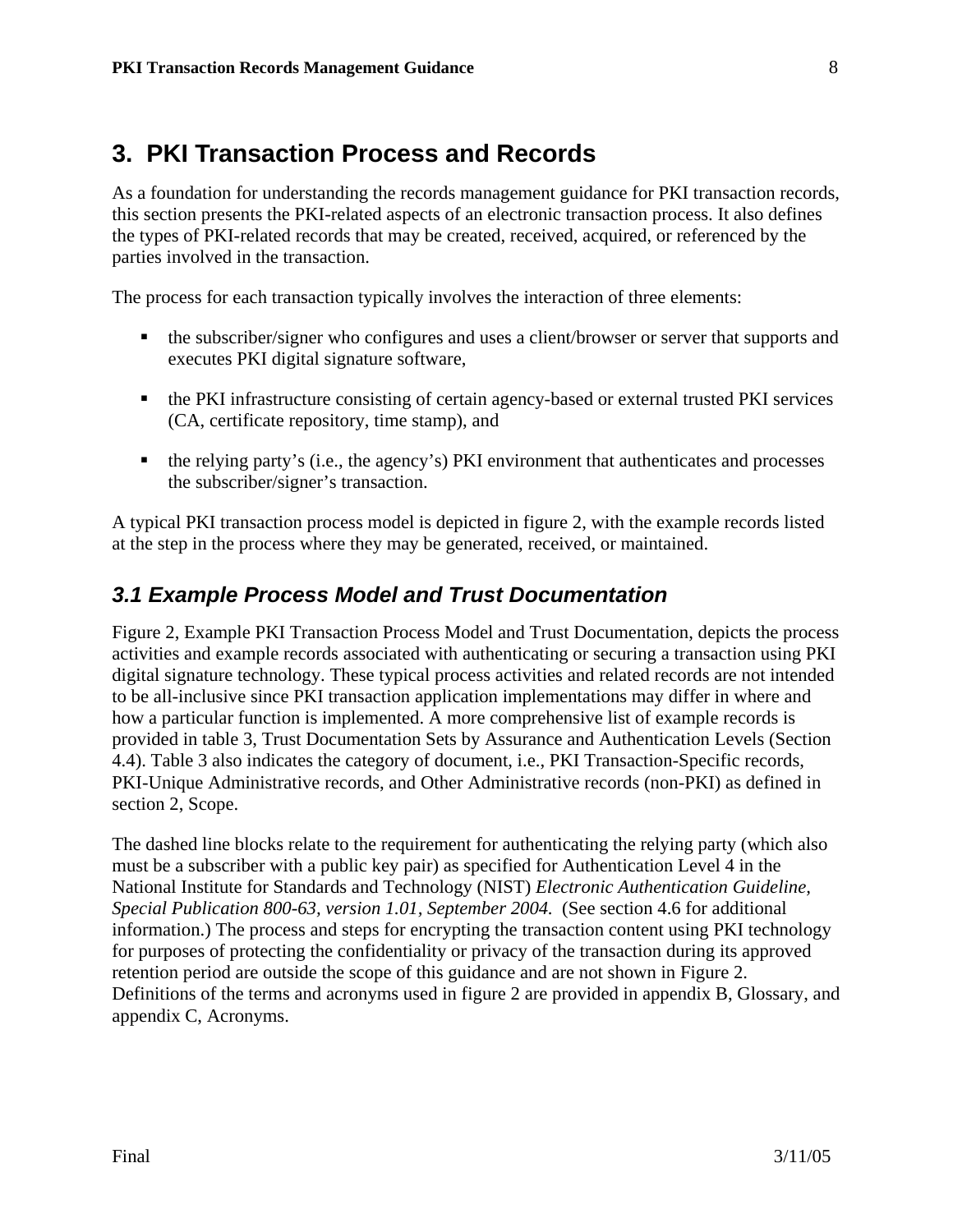# 3. PKI Transaction Process and Records

As a foundation for understanding the records management guidance for PKI transaction records, this section presents the PKI-related aspects of an electronic transaction process. It also defines the types of PKI-related records that may be created, received, acquired, or referenced by the parties involved in the transaction.

The process for each transaction typically involves the interaction of three elements:

- the subscriber/signer who configures and uses a client/browser or server that supports and executes PKI digital signature software,
- the PKI infrastructure consisting of certain agency-based or external trusted PKI services (CA, certificate repository, time stamp), and
- the relying party's (i.e., the agency's) PKI environment that authenticates and processes the subscriber/signer's transaction.

A typical PKI transaction process model is depicted in figure 2, with the example records listed at the step in the process where they may be generated, received, or maintained.

## *3.1 Example Process Model and Trust Documentation*

Figure 2, Example PKI Transaction Process Model and Trust Documentation, depicts the process activities and example records associated with authenticating or securing a transaction using PKI digital signature technology. These typical process activities and related records are not intended to be all-inclusive since PKI transaction application implementations may differ in where and how a particular function is implemented. A more comprehensive list of example records is provided in table 3, Trust Documentation Sets by Assurance and Authentication Levels (Section 4.4). Table 3 also indicates the category of document, i.e., PKI Transaction-Specific records, PKI-Unique Administrative records, and Other Administrative records (non-PKI) as defined in section 2, Scope.

The dashed line blocks relate to the requirement for authenticating the relying party (which also must be a subscriber with a public key pair) as specified for Authentication Level 4 in the National Institute for Standards and Technology (NIST) *Electronic Authentication Guideline, Special Publication 800-63, version 1.01, September 2004.* (See section 4.6 for additional information.) The process and steps for encrypting the transaction content using PKI technology for purposes of protecting the confidentiality or privacy of the transaction during its approved retention period are outside the scope of this guidance and are not shown in Figure 2. Definitions of the terms and acronyms used in figure 2 are provided in appendix B, Glossary, and appendix C, Acronyms.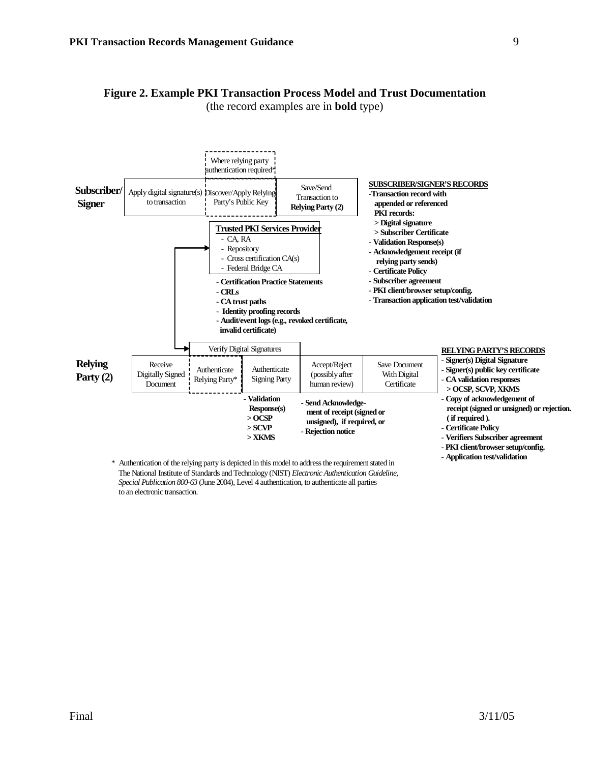**Figure 2. Example PKI Transaction Process Model and Trust Documentation**
(the record examples are in **bold** type)

**Subscriber/ Signer**

Apply digital signature(s) to transaction → Discover/Apply Relying Party's Public Key (Where relying party authentication required*) → Save/Send Transaction to **Relying Party (2)**

**SUBSCRIBER/SIGNER'S RECORDS**
- **Transaction record with appended or referenced PKI records:**
  - **> Digital signature**
  - **> Subscriber Certificate**
- **Validation Response(s)**
- **Acknowledgement receipt (if relying party sends)**
- **Certificate Policy**
- **Subscriber agreement**
- **PKI client/browser setup/config.**
- **Transaction application test/validation**

**Trusted PKI Services Provider**
- CA, RA
- Repository
- Cross certification CA(s)
- Federal Bridge CA

- **Certification Practice Statements**
- **CRLs**
- **CA trust paths**
- **Identity proofing records**
- **Audit/event logs (e.g., revoked certificate, invalid certificate)**

**Relying Party (2)**

Receive Digitally Signed Document → Verify Digital Signatures [Authenticate Relying Party* → Authenticate Signing Party] → Accept/Reject (possibly after human review) → Save Document With Digital Certificate

- **Validation Response(s)**
  - **> OCSP**
  - **> SCVP**
  - **> XKMS**

- **Send Acknowledgement of receipt (signed or unsigned), if required, or**
- **Rejection notice**

**RELYING PARTY'S RECORDS**
- **Signer(s) Digital Signature**
- **Signer(s) public key certificate**
- **CA validation responses**
  - **> OCSP, SCVP, XKMS**
- **Copy of acknowledgement of receipt (signed or unsigned) or rejection. ( if required ).**
- **Certificate Policy**
- **Verifiers Subscriber agreement**
- **PKI client/browser setup/config.**
- **Application test/validation**

\* Authentication of the relying party is depicted in this model to address the requirement stated in The National Institute of Standards and Technology (NIST) *Electronic Authentication Guideline, Special Publication 800-63* (June 2004), Level 4 authentication, to authenticate all parties to an electronic transaction.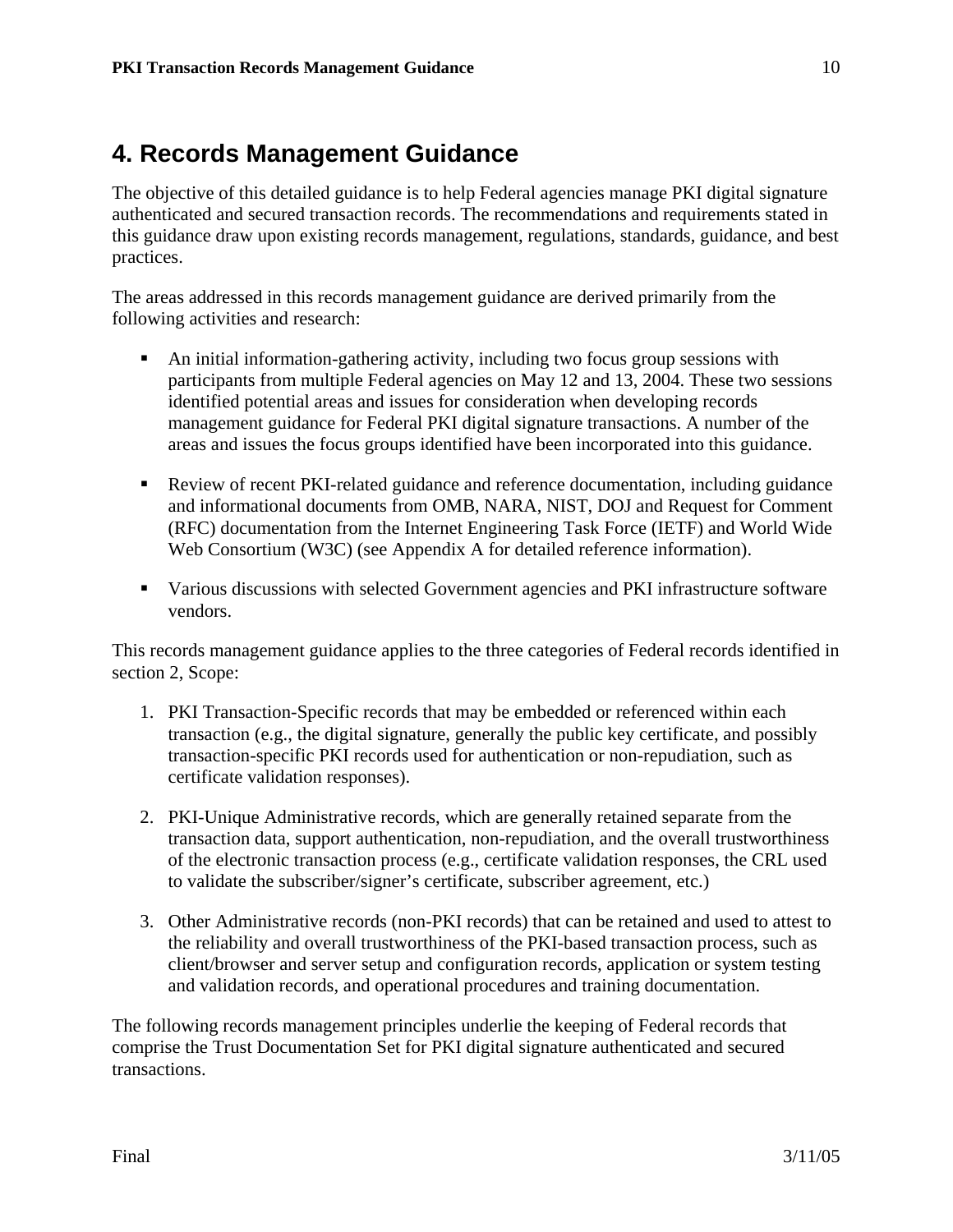# 4. Records Management Guidance

The objective of this detailed guidance is to help Federal agencies manage PKI digital signature authenticated and secured transaction records. The recommendations and requirements stated in this guidance draw upon existing records management, regulations, standards, guidance, and best practices.

The areas addressed in this records management guidance are derived primarily from the following activities and research:

- An initial information-gathering activity, including two focus group sessions with participants from multiple Federal agencies on May 12 and 13, 2004. These two sessions identified potential areas and issues for consideration when developing records management guidance for Federal PKI digital signature transactions. A number of the areas and issues the focus groups identified have been incorporated into this guidance.

- Review of recent PKI-related guidance and reference documentation, including guidance and informational documents from OMB, NARA, NIST, DOJ and Request for Comment (RFC) documentation from the Internet Engineering Task Force (IETF) and World Wide Web Consortium (W3C) (see Appendix A for detailed reference information).

- Various discussions with selected Government agencies and PKI infrastructure software vendors.

This records management guidance applies to the three categories of Federal records identified in section 2, Scope:

1. PKI Transaction-Specific records that may be embedded or referenced within each transaction (e.g., the digital signature, generally the public key certificate, and possibly transaction-specific PKI records used for authentication or non-repudiation, such as certificate validation responses).

2. PKI-Unique Administrative records, which are generally retained separate from the transaction data, support authentication, non-repudiation, and the overall trustworthiness of the electronic transaction process (e.g., certificate validation responses, the CRL used to validate the subscriber/signer's certificate, subscriber agreement, etc.)

3. Other Administrative records (non-PKI records) that can be retained and used to attest to the reliability and overall trustworthiness of the PKI-based transaction process, such as client/browser and server setup and configuration records, application or system testing and validation records, and operational procedures and training documentation.

The following records management principles underlie the keeping of Federal records that comprise the Trust Documentation Set for PKI digital signature authenticated and secured transactions.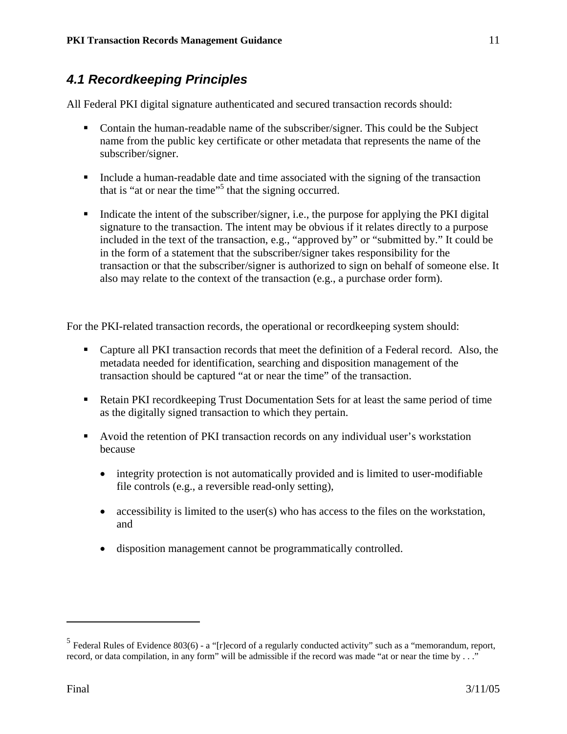## 4.1 Recordkeeping Principles

All Federal PKI digital signature authenticated and secured transaction records should:

- Contain the human-readable name of the subscriber/signer. This could be the Subject name from the public key certificate or other metadata that represents the name of the subscriber/signer.
- Include a human-readable date and time associated with the signing of the transaction that is "at or near the time"[5] that the signing occurred.
- Indicate the intent of the subscriber/signer, i.e., the purpose for applying the PKI digital signature to the transaction. The intent may be obvious if it relates directly to a purpose included in the text of the transaction, e.g., "approved by" or "submitted by." It could be in the form of a statement that the subscriber/signer takes responsibility for the transaction or that the subscriber/signer is authorized to sign on behalf of someone else. It also may relate to the context of the transaction (e.g., a purchase order form).

For the PKI-related transaction records, the operational or recordkeeping system should:

- Capture all PKI transaction records that meet the definition of a Federal record. Also, the metadata needed for identification, searching and disposition management of the transaction should be captured "at or near the time" of the transaction.
- Retain PKI recordkeeping Trust Documentation Sets for at least the same period of time as the digitally signed transaction to which they pertain.
- Avoid the retention of PKI transaction records on any individual user's workstation because
  - integrity protection is not automatically provided and is limited to user-modifiable file controls (e.g., a reversible read-only setting),
  - accessibility is limited to the user(s) who has access to the files on the workstation, and
  - disposition management cannot be programmatically controlled.

---

[5] Federal Rules of Evidence 803(6) - a "[r]ecord of a regularly conducted activity" such as a "memorandum, report, record, or data compilation, in any form" will be admissible if the record was made "at or near the time by . . ."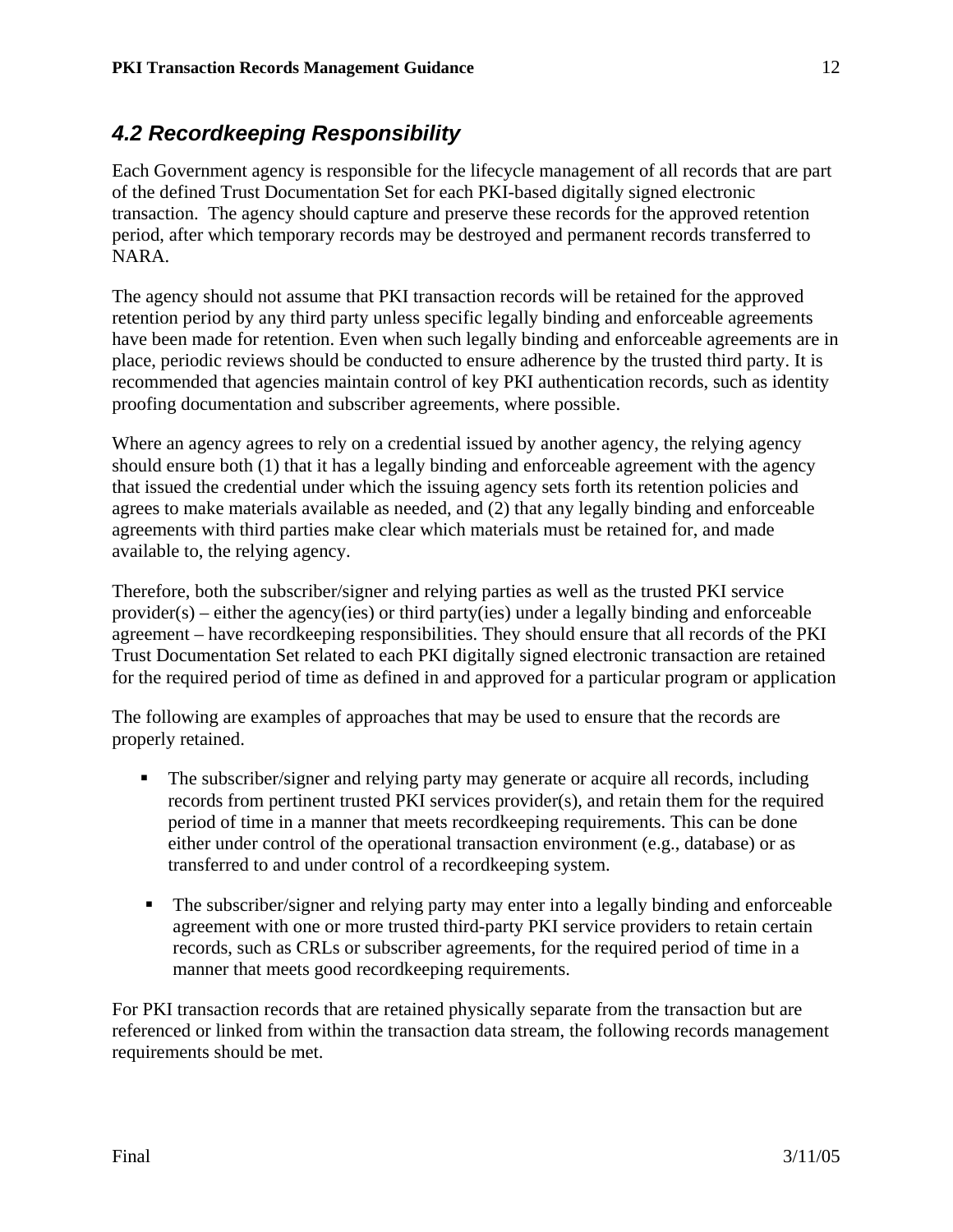## *4.2 Recordkeeping Responsibility*

Each Government agency is responsible for the lifecycle management of all records that are part of the defined Trust Documentation Set for each PKI-based digitally signed electronic transaction. The agency should capture and preserve these records for the approved retention period, after which temporary records may be destroyed and permanent records transferred to NARA.

The agency should not assume that PKI transaction records will be retained for the approved retention period by any third party unless specific legally binding and enforceable agreements have been made for retention. Even when such legally binding and enforceable agreements are in place, periodic reviews should be conducted to ensure adherence by the trusted third party. It is recommended that agencies maintain control of key PKI authentication records, such as identity proofing documentation and subscriber agreements, where possible.

Where an agency agrees to rely on a credential issued by another agency, the relying agency should ensure both (1) that it has a legally binding and enforceable agreement with the agency that issued the credential under which the issuing agency sets forth its retention policies and agrees to make materials available as needed, and (2) that any legally binding and enforceable agreements with third parties make clear which materials must be retained for, and made available to, the relying agency.

Therefore, both the subscriber/signer and relying parties as well as the trusted PKI service provider(s) – either the agency(ies) or third party(ies) under a legally binding and enforceable agreement – have recordkeeping responsibilities. They should ensure that all records of the PKI Trust Documentation Set related to each PKI digitally signed electronic transaction are retained for the required period of time as defined in and approved for a particular program or application

The following are examples of approaches that may be used to ensure that the records are properly retained.

- The subscriber/signer and relying party may generate or acquire all records, including records from pertinent trusted PKI services provider(s), and retain them for the required period of time in a manner that meets recordkeeping requirements. This can be done either under control of the operational transaction environment (e.g., database) or as transferred to and under control of a recordkeeping system.
- The subscriber/signer and relying party may enter into a legally binding and enforceable agreement with one or more trusted third-party PKI service providers to retain certain records, such as CRLs or subscriber agreements, for the required period of time in a manner that meets good recordkeeping requirements.

For PKI transaction records that are retained physically separate from the transaction but are referenced or linked from within the transaction data stream, the following records management requirements should be met.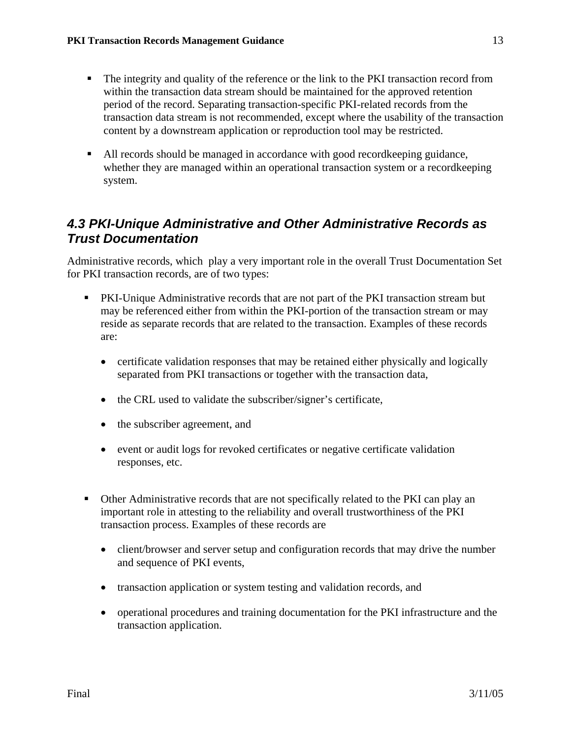- The integrity and quality of the reference or the link to the PKI transaction record from within the transaction data stream should be maintained for the approved retention period of the record. Separating transaction-specific PKI-related records from the transaction data stream is not recommended, except where the usability of the transaction content by a downstream application or reproduction tool may be restricted.

- All records should be managed in accordance with good recordkeeping guidance, whether they are managed within an operational transaction system or a recordkeeping system.

## 4.3 PKI-Unique Administrative and Other Administrative Records as Trust Documentation

Administrative records, which play a very important role in the overall Trust Documentation Set for PKI transaction records, are of two types:

- PKI-Unique Administrative records that are not part of the PKI transaction stream but may be referenced either from within the PKI-portion of the transaction stream or may reside as separate records that are related to the transaction. Examples of these records are:

    - certificate validation responses that may be retained either physically and logically separated from PKI transactions or together with the transaction data,
    - the CRL used to validate the subscriber/signer's certificate,
    - the subscriber agreement, and
    - event or audit logs for revoked certificates or negative certificate validation responses, etc.

- Other Administrative records that are not specifically related to the PKI can play an important role in attesting to the reliability and overall trustworthiness of the PKI transaction process. Examples of these records are

    - client/browser and server setup and configuration records that may drive the number and sequence of PKI events,
    - transaction application or system testing and validation records, and
    - operational procedures and training documentation for the PKI infrastructure and the transaction application.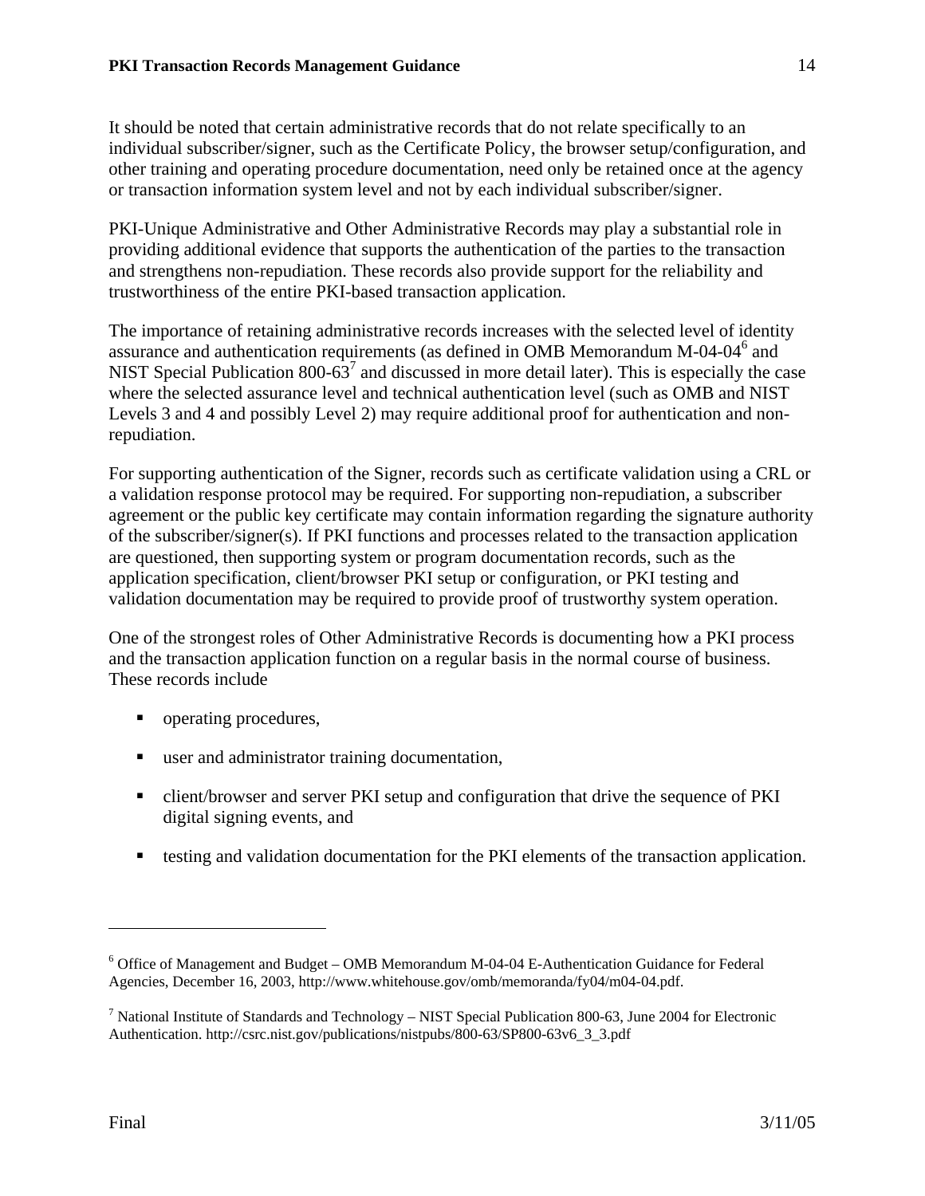It should be noted that certain administrative records that do not relate specifically to an individual subscriber/signer, such as the Certificate Policy, the browser setup/configuration, and other training and operating procedure documentation, need only be retained once at the agency or transaction information system level and not by each individual subscriber/signer.

PKI-Unique Administrative and Other Administrative Records may play a substantial role in providing additional evidence that supports the authentication of the parties to the transaction and strengthens non-repudiation. These records also provide support for the reliability and trustworthiness of the entire PKI-based transaction application.

The importance of retaining administrative records increases with the selected level of identity assurance and authentication requirements (as defined in OMB Memorandum M-04-04[6] and NIST Special Publication 800-63[7] and discussed in more detail later). This is especially the case where the selected assurance level and technical authentication level (such as OMB and NIST Levels 3 and 4 and possibly Level 2) may require additional proof for authentication and non-repudiation.

For supporting authentication of the Signer, records such as certificate validation using a CRL or a validation response protocol may be required. For supporting non-repudiation, a subscriber agreement or the public key certificate may contain information regarding the signature authority of the subscriber/signer(s). If PKI functions and processes related to the transaction application are questioned, then supporting system or program documentation records, such as the application specification, client/browser PKI setup or configuration, or PKI testing and validation documentation may be required to provide proof of trustworthy system operation.

One of the strongest roles of Other Administrative Records is documenting how a PKI process and the transaction application function on a regular basis in the normal course of business. These records include

- operating procedures,
- user and administrator training documentation,
- client/browser and server PKI setup and configuration that drive the sequence of PKI digital signing events, and
- testing and validation documentation for the PKI elements of the transaction application.

---

[6] Office of Management and Budget – OMB Memorandum M-04-04 E-Authentication Guidance for Federal Agencies, December 16, 2003, http://www.whitehouse.gov/omb/memoranda/fy04/m04-04.pdf.

[7] National Institute of Standards and Technology – NIST Special Publication 800-63, June 2004 for Electronic Authentication. http://csrc.nist.gov/publications/nistpubs/800-63/SP800-63v6_3_3.pdf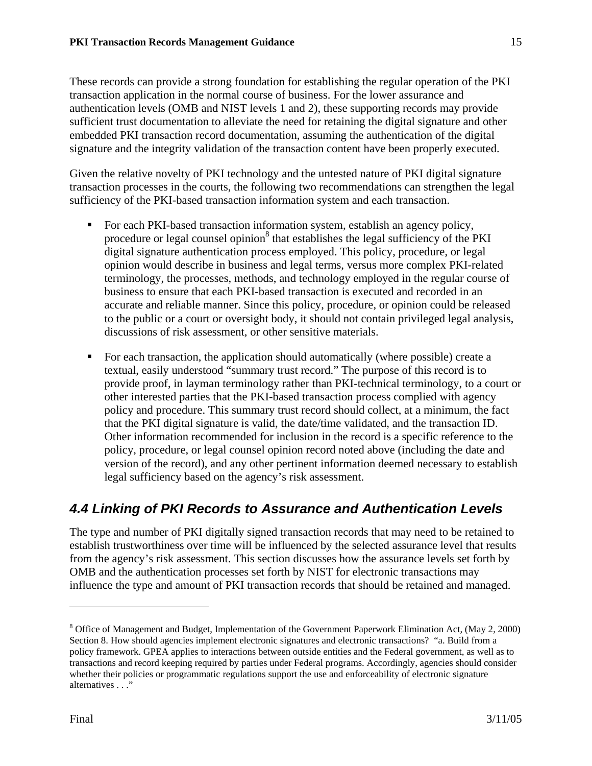These records can provide a strong foundation for establishing the regular operation of the PKI transaction application in the normal course of business. For the lower assurance and authentication levels (OMB and NIST levels 1 and 2), these supporting records may provide sufficient trust documentation to alleviate the need for retaining the digital signature and other embedded PKI transaction record documentation, assuming the authentication of the digital signature and the integrity validation of the transaction content have been properly executed.

Given the relative novelty of PKI technology and the untested nature of PKI digital signature transaction processes in the courts, the following two recommendations can strengthen the legal sufficiency of the PKI-based transaction information system and each transaction.

- For each PKI-based transaction information system, establish an agency policy, procedure or legal counsel opinion[8] that establishes the legal sufficiency of the PKI digital signature authentication process employed. This policy, procedure, or legal opinion would describe in business and legal terms, versus more complex PKI-related terminology, the processes, methods, and technology employed in the regular course of business to ensure that each PKI-based transaction is executed and recorded in an accurate and reliable manner. Since this policy, procedure, or opinion could be released to the public or a court or oversight body, it should not contain privileged legal analysis, discussions of risk assessment, or other sensitive materials.

- For each transaction, the application should automatically (where possible) create a textual, easily understood "summary trust record." The purpose of this record is to provide proof, in layman terminology rather than PKI-technical terminology, to a court or other interested parties that the PKI-based transaction process complied with agency policy and procedure. This summary trust record should collect, at a minimum, the fact that the PKI digital signature is valid, the date/time validated, and the transaction ID. Other information recommended for inclusion in the record is a specific reference to the policy, procedure, or legal counsel opinion record noted above (including the date and version of the record), and any other pertinent information deemed necessary to establish legal sufficiency based on the agency's risk assessment.

## 4.4 Linking of PKI Records to Assurance and Authentication Levels

The type and number of PKI digitally signed transaction records that may need to be retained to establish trustworthiness over time will be influenced by the selected assurance level that results from the agency's risk assessment. This section discusses how the assurance levels set forth by OMB and the authentication processes set forth by NIST for electronic transactions may influence the type and amount of PKI transaction records that should be retained and managed.

---

[8] Office of Management and Budget, Implementation of the Government Paperwork Elimination Act, (May 2, 2000) Section 8. How should agencies implement electronic signatures and electronic transactions? "a. Build from a policy framework. GPEA applies to interactions between outside entities and the Federal government, as well as to transactions and record keeping required by parties under Federal programs. Accordingly, agencies should consider whether their policies or programmatic regulations support the use and enforceability of electronic signature alternatives . . ."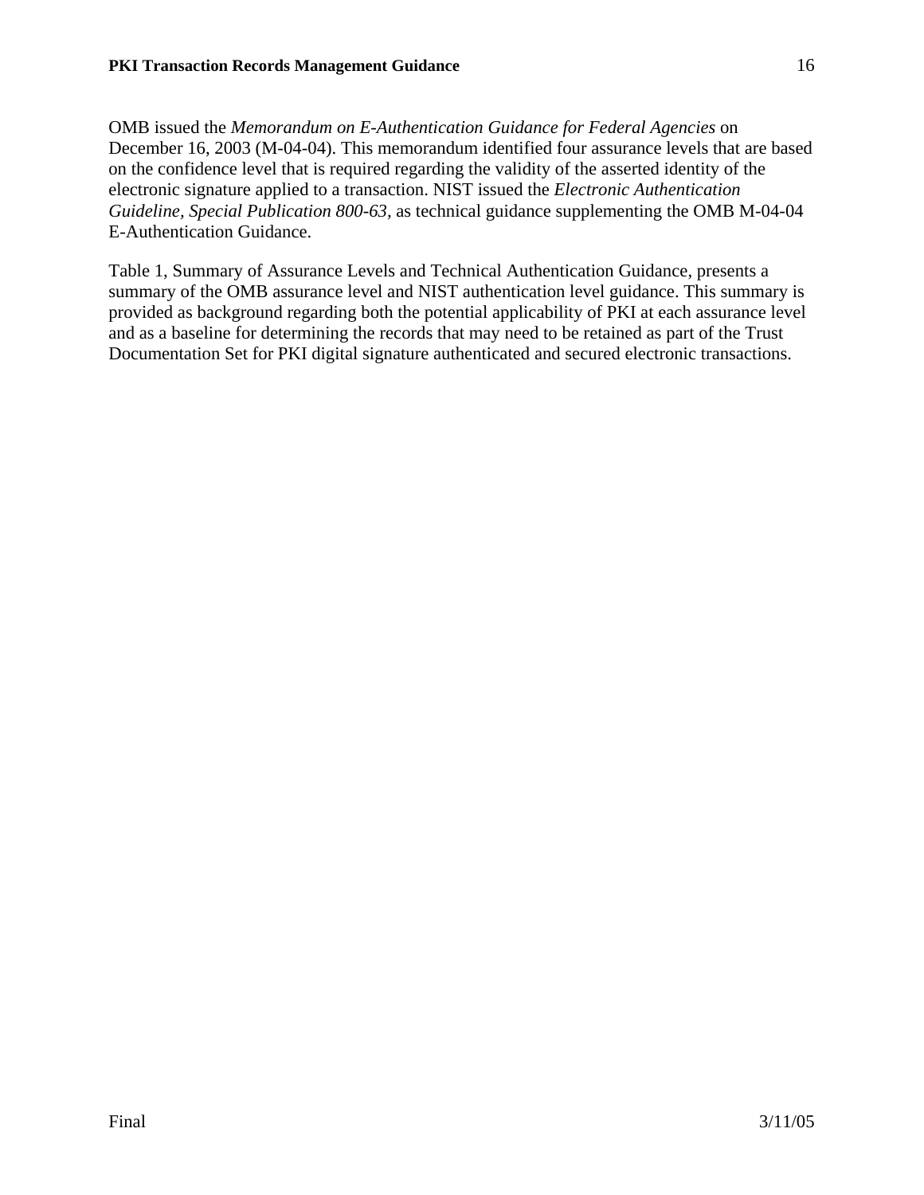OMB issued the *Memorandum on E-Authentication Guidance for Federal Agencies* on December 16, 2003 (M-04-04). This memorandum identified four assurance levels that are based on the confidence level that is required regarding the validity of the asserted identity of the electronic signature applied to a transaction. NIST issued the *Electronic Authentication Guideline, Special Publication 800-63,* as technical guidance supplementing the OMB M-04-04 E-Authentication Guidance.

Table 1, Summary of Assurance Levels and Technical Authentication Guidance, presents a summary of the OMB assurance level and NIST authentication level guidance. This summary is provided as background regarding both the potential applicability of PKI at each assurance level and as a baseline for determining the records that may need to be retained as part of the Trust Documentation Set for PKI digital signature authenticated and secured electronic transactions.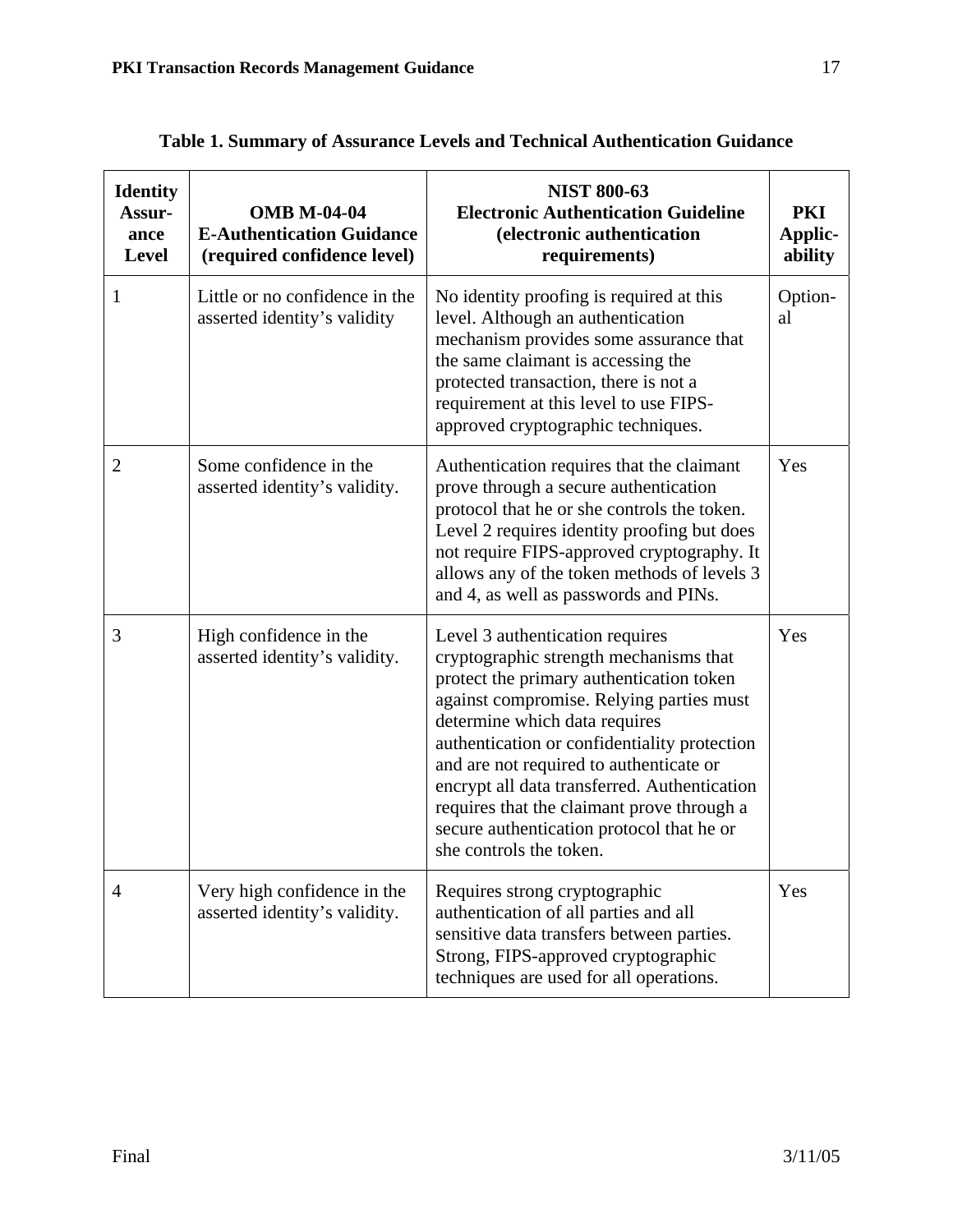**Table 1. Summary of Assurance Levels and Technical Authentication Guidance**

| Identity Assurance Level | OMB M-04-04 E-Authentication Guidance (required confidence level) | NIST 800-63 Electronic Authentication Guideline (electronic authentication requirements) | PKI Applicability |
|---|---|---|---|
| 1 | Little or no confidence in the asserted identity's validity | No identity proofing is required at this level. Although an authentication mechanism provides some assurance that the same claimant is accessing the protected transaction, there is not a requirement at this level to use FIPS-approved cryptographic techniques. | Optional |
| 2 | Some confidence in the asserted identity's validity. | Authentication requires that the claimant prove through a secure authentication protocol that he or she controls the token. Level 2 requires identity proofing but does not require FIPS-approved cryptography. It allows any of the token methods of levels 3 and 4, as well as passwords and PINs. | Yes |
| 3 | High confidence in the asserted identity's validity. | Level 3 authentication requires cryptographic strength mechanisms that protect the primary authentication token against compromise. Relying parties must determine which data requires authentication or confidentiality protection and are not required to authenticate or encrypt all data transferred. Authentication requires that the claimant prove through a secure authentication protocol that he or she controls the token. | Yes |
| 4 | Very high confidence in the asserted identity's validity. | Requires strong cryptographic authentication of all parties and all sensitive data transfers between parties. Strong, FIPS-approved cryptographic techniques are used for all operations. | Yes |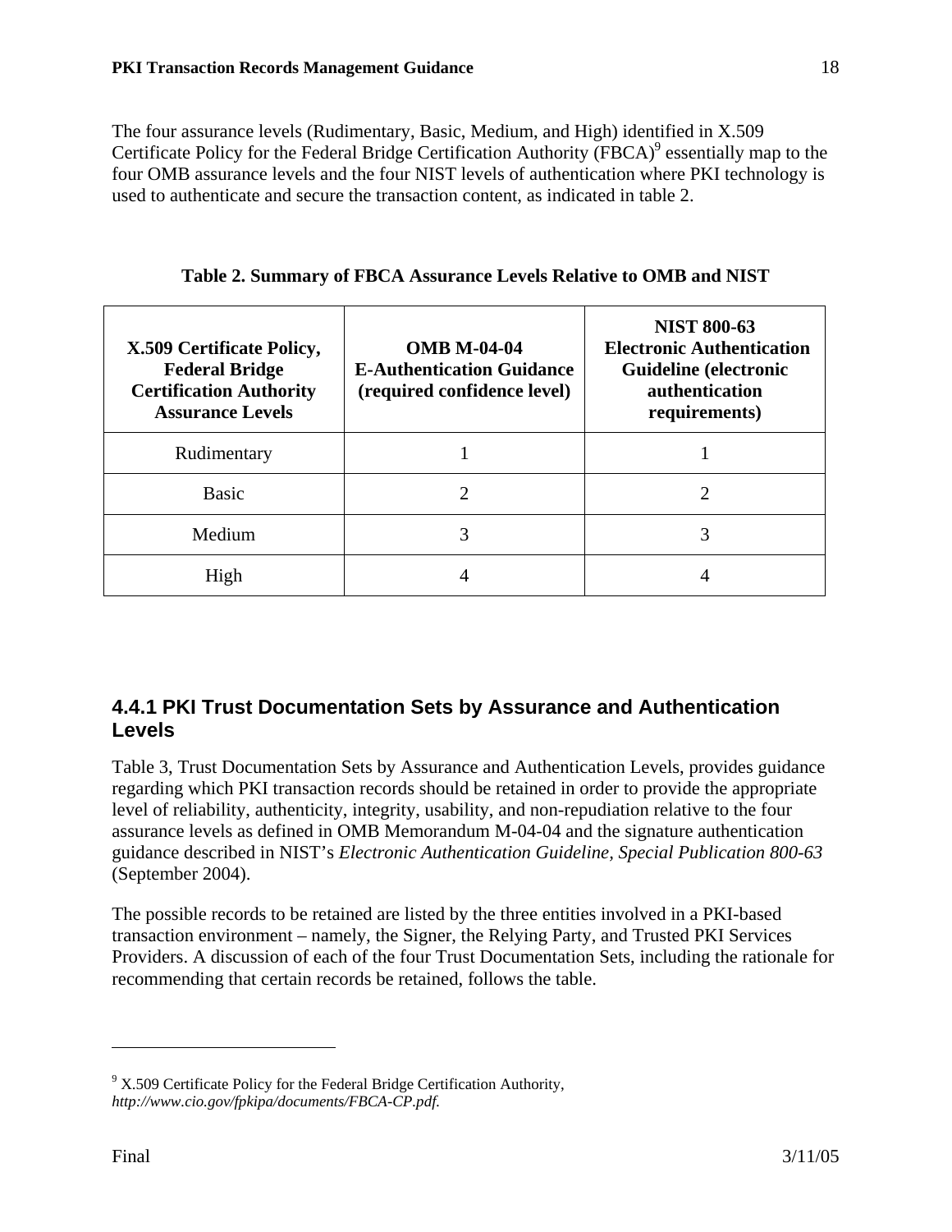The four assurance levels (Rudimentary, Basic, Medium, and High) identified in X.509 Certificate Policy for the Federal Bridge Certification Authority (FBCA)[9] essentially map to the four OMB assurance levels and the four NIST levels of authentication where PKI technology is used to authenticate and secure the transaction content, as indicated in table 2.

**Table 2. Summary of FBCA Assurance Levels Relative to OMB and NIST**

| X.509 Certificate Policy, Federal Bridge Certification Authority Assurance Levels | OMB M-04-04 E-Authentication Guidance (required confidence level) | NIST 800-63 Electronic Authentication Guideline (electronic authentication requirements) |
|---|---|---|
| Rudimentary | 1 | 1 |
| Basic | 2 | 2 |
| Medium | 3 | 3 |
| High | 4 | 4 |

### 4.4.1 PKI Trust Documentation Sets by Assurance and Authentication Levels

Table 3, Trust Documentation Sets by Assurance and Authentication Levels, provides guidance regarding which PKI transaction records should be retained in order to provide the appropriate level of reliability, authenticity, integrity, usability, and non-repudiation relative to the four assurance levels as defined in OMB Memorandum M-04-04 and the signature authentication guidance described in NIST's *Electronic Authentication Guideline, Special Publication 800-63* (September 2004).

The possible records to be retained are listed by the three entities involved in a PKI-based transaction environment – namely, the Signer, the Relying Party, and Trusted PKI Services Providers. A discussion of each of the four Trust Documentation Sets, including the rationale for recommending that certain records be retained, follows the table.

[9] X.509 Certificate Policy for the Federal Bridge Certification Authority, *http://www.cio.gov/fpkipa/documents/FBCA-CP.pdf.*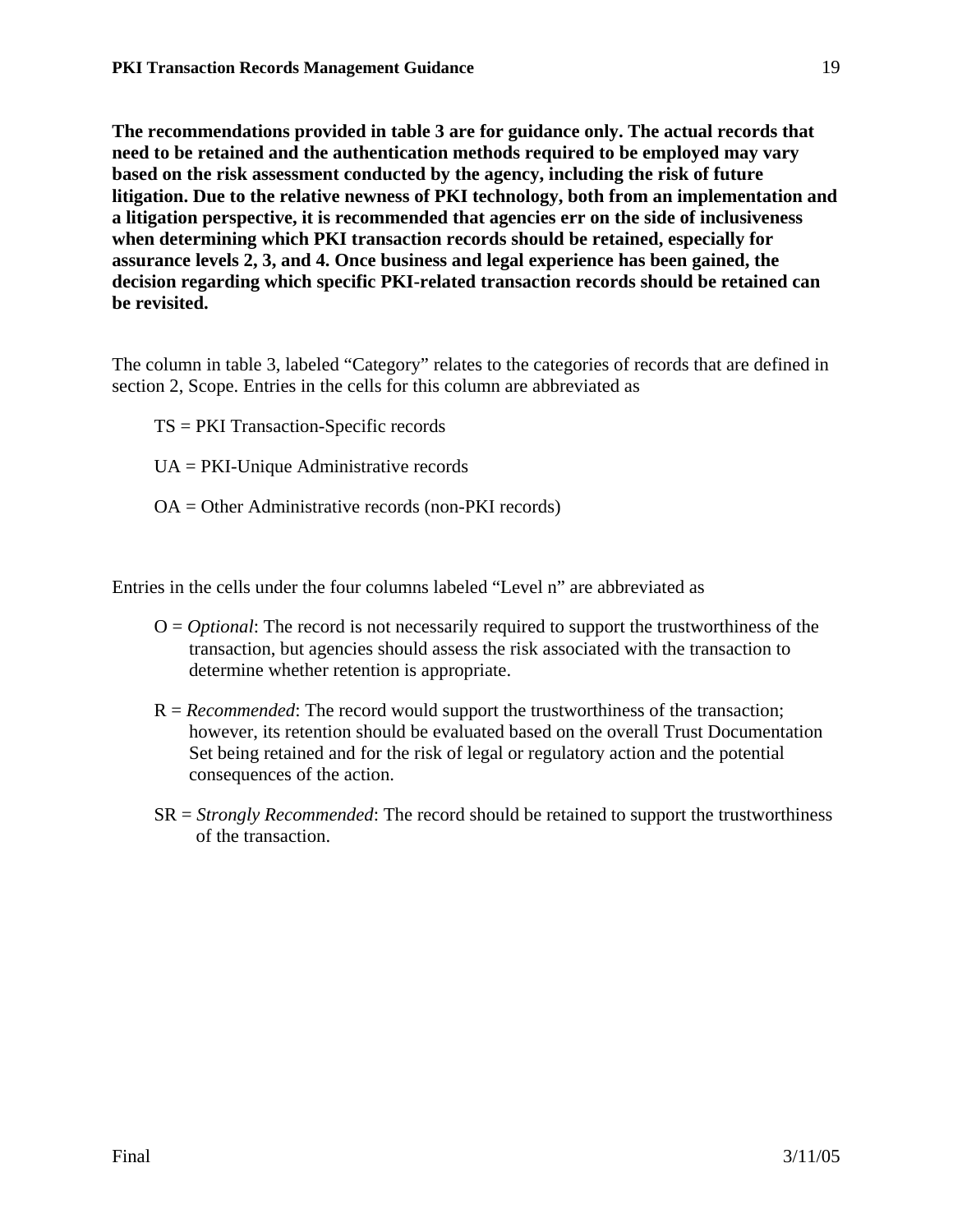**The recommendations provided in table 3 are for guidance only. The actual records that need to be retained and the authentication methods required to be employed may vary based on the risk assessment conducted by the agency, including the risk of future litigation. Due to the relative newness of PKI technology, both from an implementation and a litigation perspective, it is recommended that agencies err on the side of inclusiveness when determining which PKI transaction records should be retained, especially for assurance levels 2, 3, and 4. Once business and legal experience has been gained, the decision regarding which specific PKI-related transaction records should be retained can be revisited.**

The column in table 3, labeled "Category" relates to the categories of records that are defined in section 2, Scope. Entries in the cells for this column are abbreviated as

TS = PKI Transaction-Specific records

UA = PKI-Unique Administrative records

OA = Other Administrative records (non-PKI records)

Entries in the cells under the four columns labeled "Level n" are abbreviated as

O = *Optional*: The record is not necessarily required to support the trustworthiness of the transaction, but agencies should assess the risk associated with the transaction to determine whether retention is appropriate.

R = *Recommended*: The record would support the trustworthiness of the transaction; however, its retention should be evaluated based on the overall Trust Documentation Set being retained and for the risk of legal or regulatory action and the potential consequences of the action.

SR = *Strongly Recommended*: The record should be retained to support the trustworthiness of the transaction.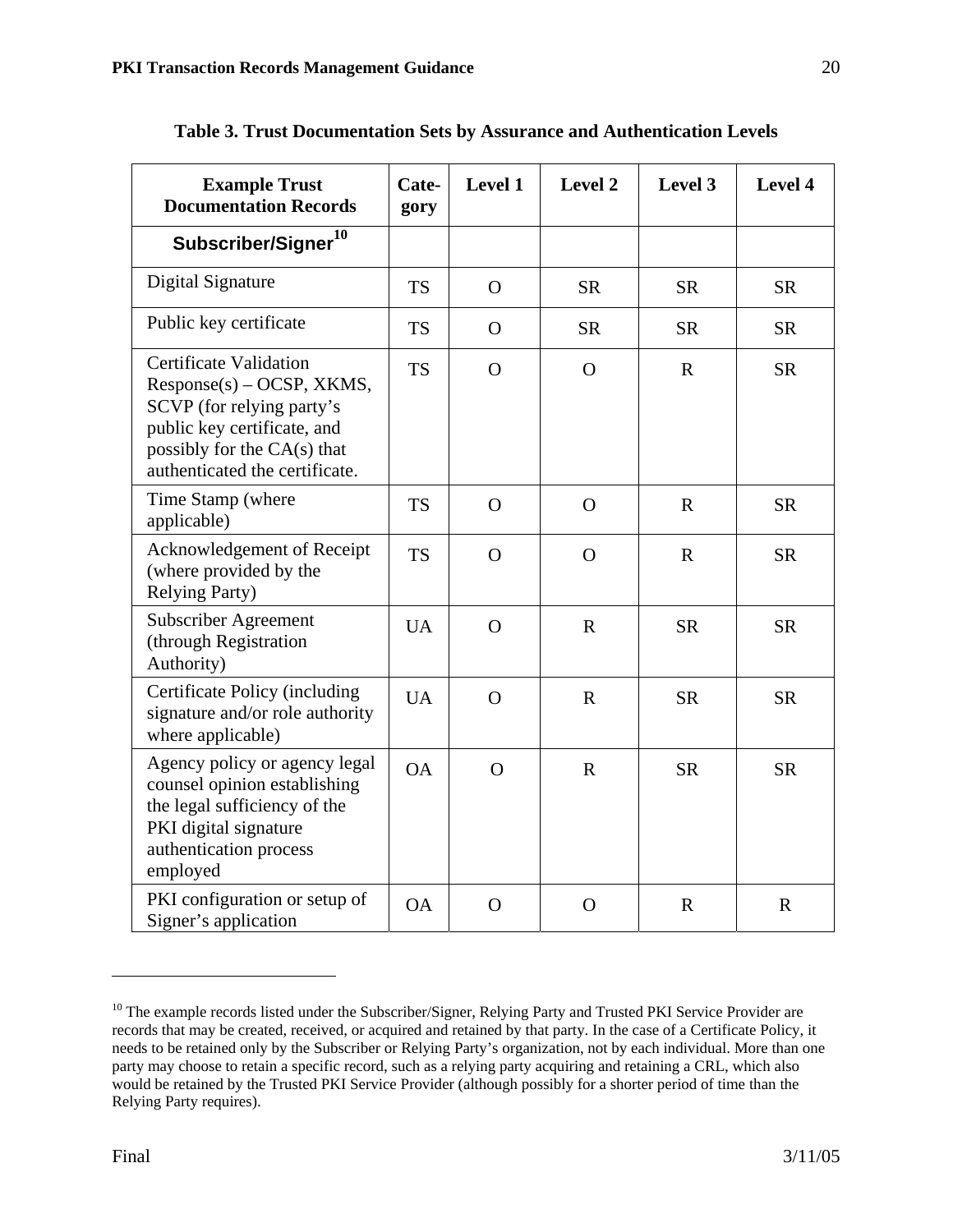**Table 3. Trust Documentation Sets by Assurance and Authentication Levels**

| Example Trust Documentation Records | Cate-gory | Level 1 | Level 2 | Level 3 | Level 4 |
|---|---|---|---|---|---|
| **Subscriber/Signer**[10] | | | | | |
| Digital Signature | TS | O | SR | SR | SR |
| Public key certificate | TS | O | SR | SR | SR |
| Certificate Validation Response(s) – OCSP, XKMS, SCVP (for relying party's public key certificate, and possibly for the CA(s) that authenticated the certificate. | TS | O | O | R | SR |
| Time Stamp (where applicable) | TS | O | O | R | SR |
| Acknowledgement of Receipt (where provided by the Relying Party) | TS | O | O | R | SR |
| Subscriber Agreement (through Registration Authority) | UA | O | R | SR | SR |
| Certificate Policy (including signature and/or role authority where applicable) | UA | O | R | SR | SR |
| Agency policy or agency legal counsel opinion establishing the legal sufficiency of the PKI digital signature authentication process employed | OA | O | R | SR | SR |
| PKI configuration or setup of Signer's application | OA | O | O | R | R |

[10] The example records listed under the Subscriber/Signer, Relying Party and Trusted PKI Service Provider are records that may be created, received, or acquired and retained by that party. In the case of a Certificate Policy, it needs to be retained only by the Subscriber or Relying Party's organization, not by each individual. More than one party may choose to retain a specific record, such as a relying party acquiring and retaining a CRL, which also would be retained by the Trusted PKI Service Provider (although possibly for a shorter period of time than the Relying Party requires).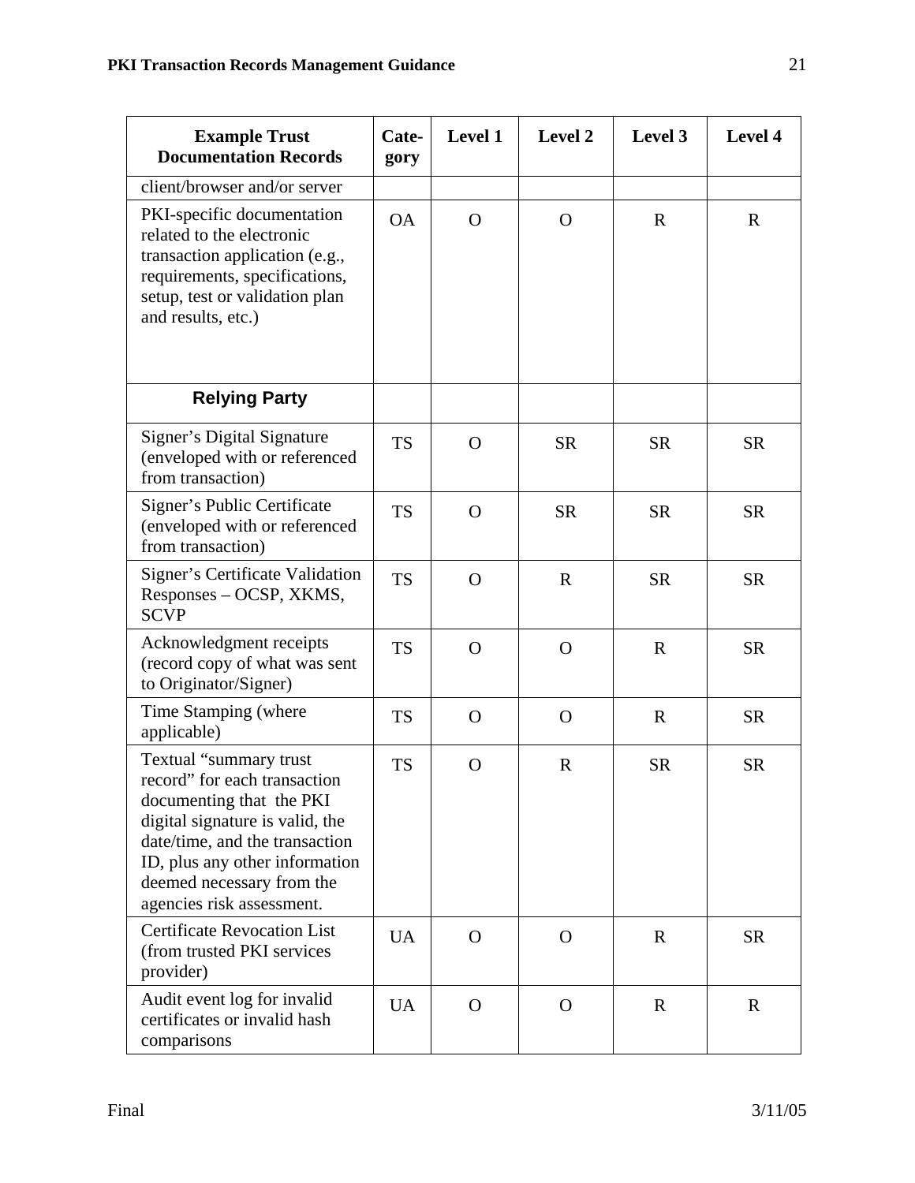| Example Trust Documentation Records | Cate-gory | Level 1 | Level 2 | Level 3 | Level 4 |
|---|---|---|---|---|---|
| client/browser and/or server | | | | | |
| PKI-specific documentation related to the electronic transaction application (e.g., requirements, specifications, setup, test or validation plan and results, etc.) | OA | O | O | R | R |
| **Relying Party** | | | | | |
| Signer's Digital Signature (enveloped with or referenced from transaction) | TS | O | SR | SR | SR |
| Signer's Public Certificate (enveloped with or referenced from transaction) | TS | O | SR | SR | SR |
| Signer's Certificate Validation Responses – OCSP, XKMS, SCVP | TS | O | R | SR | SR |
| Acknowledgment receipts (record copy of what was sent to Originator/Signer) | TS | O | O | R | SR |
| Time Stamping (where applicable) | TS | O | O | R | SR |
| Textual "summary trust record" for each transaction documenting that the PKI digital signature is valid, the date/time, and the transaction ID, plus any other information deemed necessary from the agencies risk assessment. | TS | O | R | SR | SR |
| Certificate Revocation List (from trusted PKI services provider) | UA | O | O | R | SR |
| Audit event log for invalid certificates or invalid hash comparisons | UA | O | O | R | R |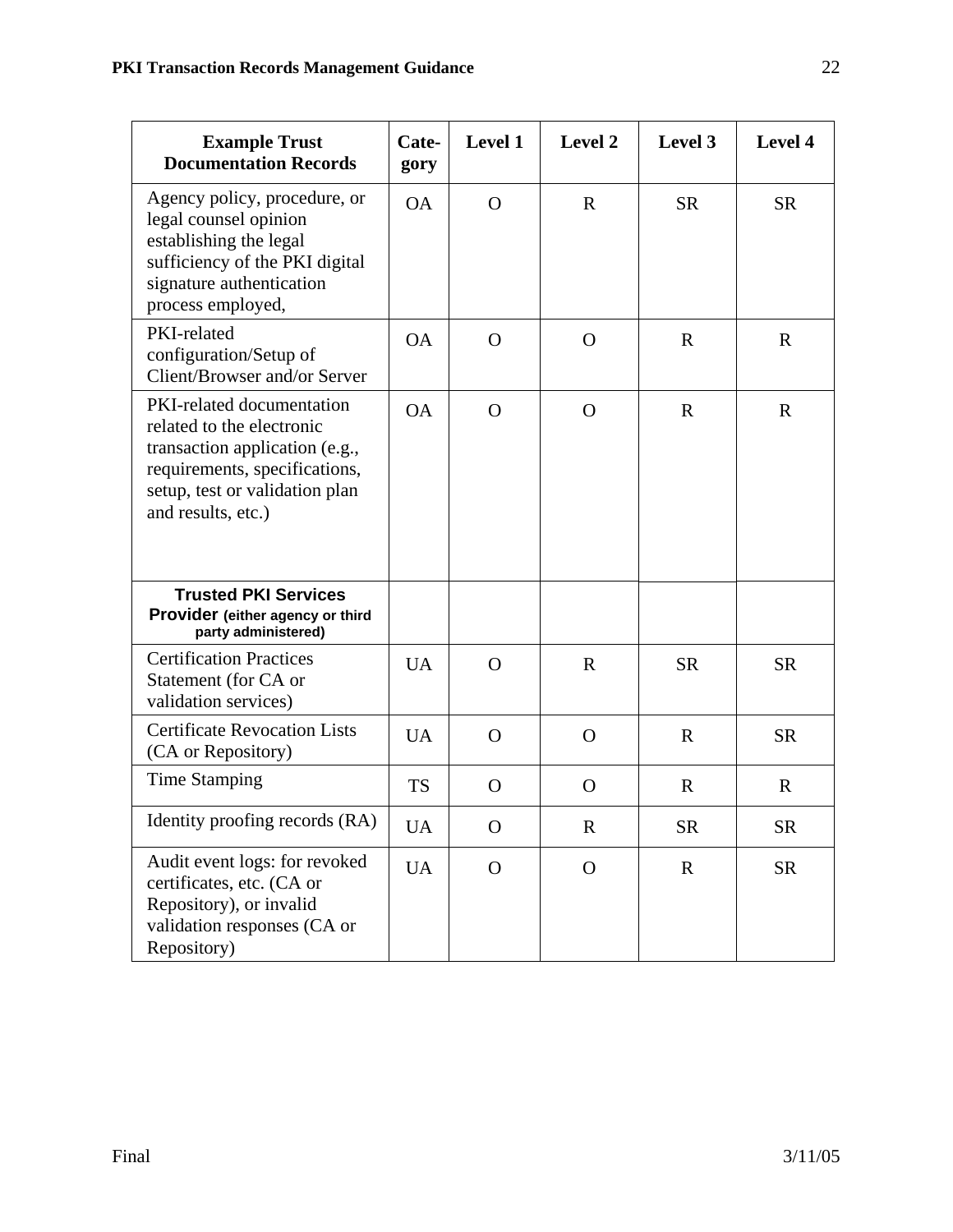| Example Trust Documentation Records | Category | Level 1 | Level 2 | Level 3 | Level 4 |
|---|---|---|---|---|---|
| Agency policy, procedure, or legal counsel opinion establishing the legal sufficiency of the PKI digital signature authentication process employed, | OA | O | R | SR | SR |
| PKI-related configuration/Setup of Client/Browser and/or Server | OA | O | O | R | R |
| PKI-related documentation related to the electronic transaction application (e.g., requirements, specifications, setup, test or validation plan and results, etc.) | OA | O | O | R | R |
| **Trusted PKI Services Provider (either agency or third party administered)** | | | | | |
| Certification Practices Statement (for CA or validation services) | UA | O | R | SR | SR |
| Certificate Revocation Lists (CA or Repository) | UA | O | O | R | SR |
| Time Stamping | TS | O | O | R | R |
| Identity proofing records (RA) | UA | O | R | SR | SR |
| Audit event logs: for revoked certificates, etc. (CA or Repository), or invalid validation responses (CA or Repository) | UA | O | O | R | SR |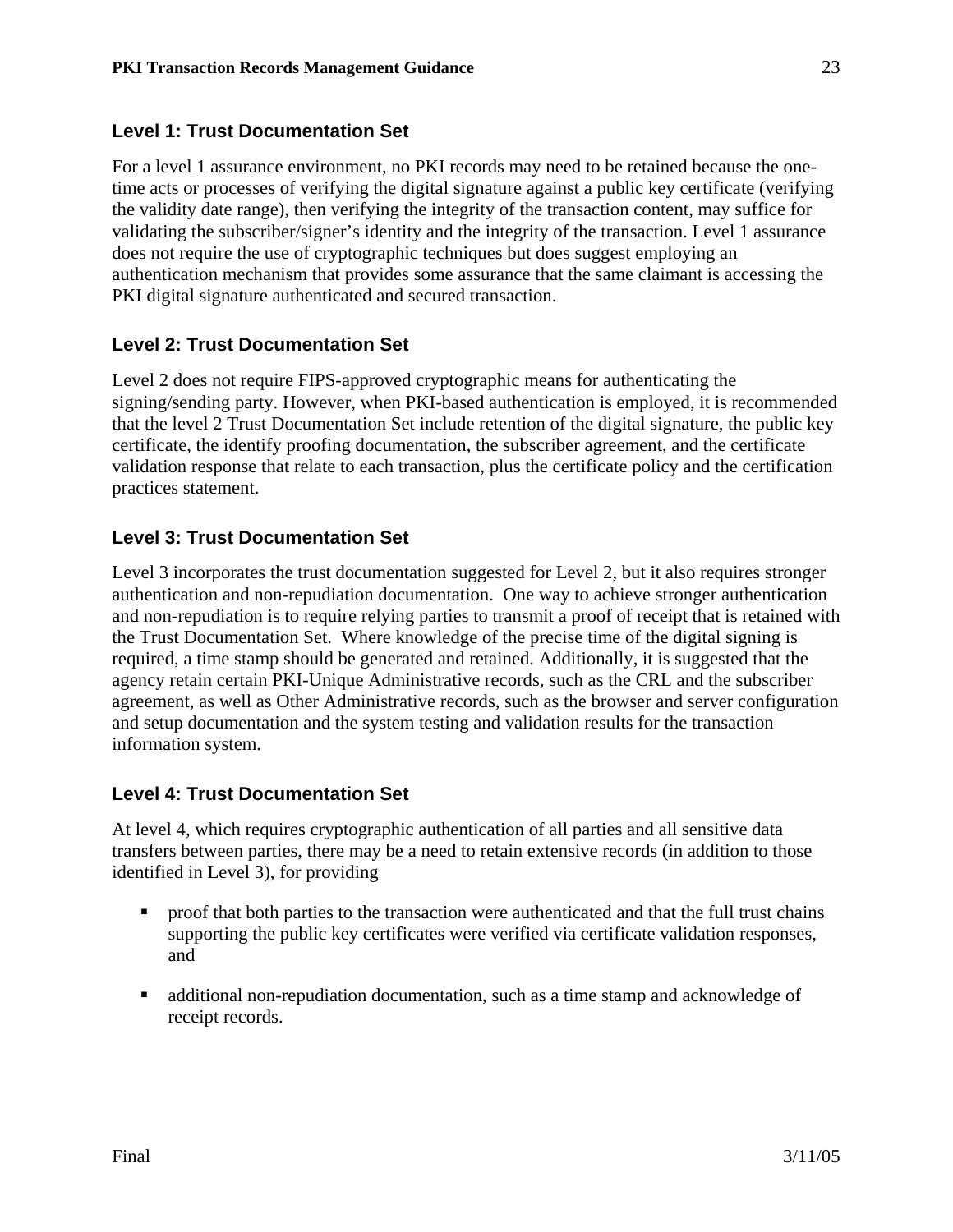### Level 1: Trust Documentation Set

For a level 1 assurance environment, no PKI records may need to be retained because the one-time acts or processes of verifying the digital signature against a public key certificate (verifying the validity date range), then verifying the integrity of the transaction content, may suffice for validating the subscriber/signer's identity and the integrity of the transaction. Level 1 assurance does not require the use of cryptographic techniques but does suggest employing an authentication mechanism that provides some assurance that the same claimant is accessing the PKI digital signature authenticated and secured transaction.

### Level 2: Trust Documentation Set

Level 2 does not require FIPS-approved cryptographic means for authenticating the signing/sending party. However, when PKI-based authentication is employed, it is recommended that the level 2 Trust Documentation Set include retention of the digital signature, the public key certificate, the identify proofing documentation, the subscriber agreement, and the certificate validation response that relate to each transaction, plus the certificate policy and the certification practices statement.

### Level 3: Trust Documentation Set

Level 3 incorporates the trust documentation suggested for Level 2, but it also requires stronger authentication and non-repudiation documentation. One way to achieve stronger authentication and non-repudiation is to require relying parties to transmit a proof of receipt that is retained with the Trust Documentation Set. Where knowledge of the precise time of the digital signing is required, a time stamp should be generated and retained. Additionally, it is suggested that the agency retain certain PKI-Unique Administrative records, such as the CRL and the subscriber agreement, as well as Other Administrative records, such as the browser and server configuration and setup documentation and the system testing and validation results for the transaction information system.

### Level 4: Trust Documentation Set

At level 4, which requires cryptographic authentication of all parties and all sensitive data transfers between parties, there may be a need to retain extensive records (in addition to those identified in Level 3), for providing

- proof that both parties to the transaction were authenticated and that the full trust chains supporting the public key certificates were verified via certificate validation responses, and
- additional non-repudiation documentation, such as a time stamp and acknowledge of receipt records.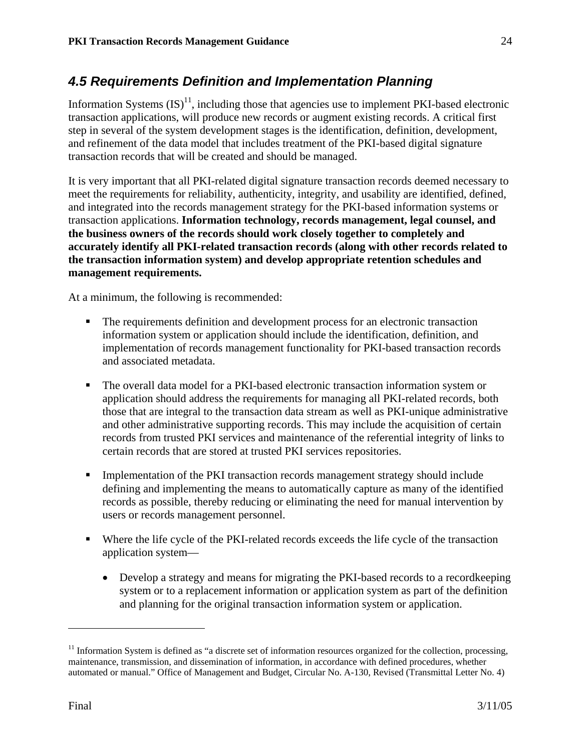## *4.5 Requirements Definition and Implementation Planning*

Information Systems (IS)[11], including those that agencies use to implement PKI-based electronic transaction applications, will produce new records or augment existing records. A critical first step in several of the system development stages is the identification, definition, development, and refinement of the data model that includes treatment of the PKI-based digital signature transaction records that will be created and should be managed.

It is very important that all PKI-related digital signature transaction records deemed necessary to meet the requirements for reliability, authenticity, integrity, and usability are identified, defined, and integrated into the records management strategy for the PKI-based information systems or transaction applications. **Information technology, records management, legal counsel, and the business owners of the records should work closely together to completely and accurately identify all PKI-related transaction records (along with other records related to the transaction information system) and develop appropriate retention schedules and management requirements.**

At a minimum, the following is recommended:

- The requirements definition and development process for an electronic transaction information system or application should include the identification, definition, and implementation of records management functionality for PKI-based transaction records and associated metadata.

- The overall data model for a PKI-based electronic transaction information system or application should address the requirements for managing all PKI-related records, both those that are integral to the transaction data stream as well as PKI-unique administrative and other administrative supporting records. This may include the acquisition of certain records from trusted PKI services and maintenance of the referential integrity of links to certain records that are stored at trusted PKI services repositories.

- Implementation of the PKI transaction records management strategy should include defining and implementing the means to automatically capture as many of the identified records as possible, thereby reducing or eliminating the need for manual intervention by users or records management personnel.

- Where the life cycle of the PKI-related records exceeds the life cycle of the transaction application system—
  - Develop a strategy and means for migrating the PKI-based records to a recordkeeping system or to a replacement information or application system as part of the definition and planning for the original transaction information system or application.

---

[11] Information System is defined as "a discrete set of information resources organized for the collection, processing, maintenance, transmission, and dissemination of information, in accordance with defined procedures, whether automated or manual." Office of Management and Budget, Circular No. A-130, Revised (Transmittal Letter No. 4)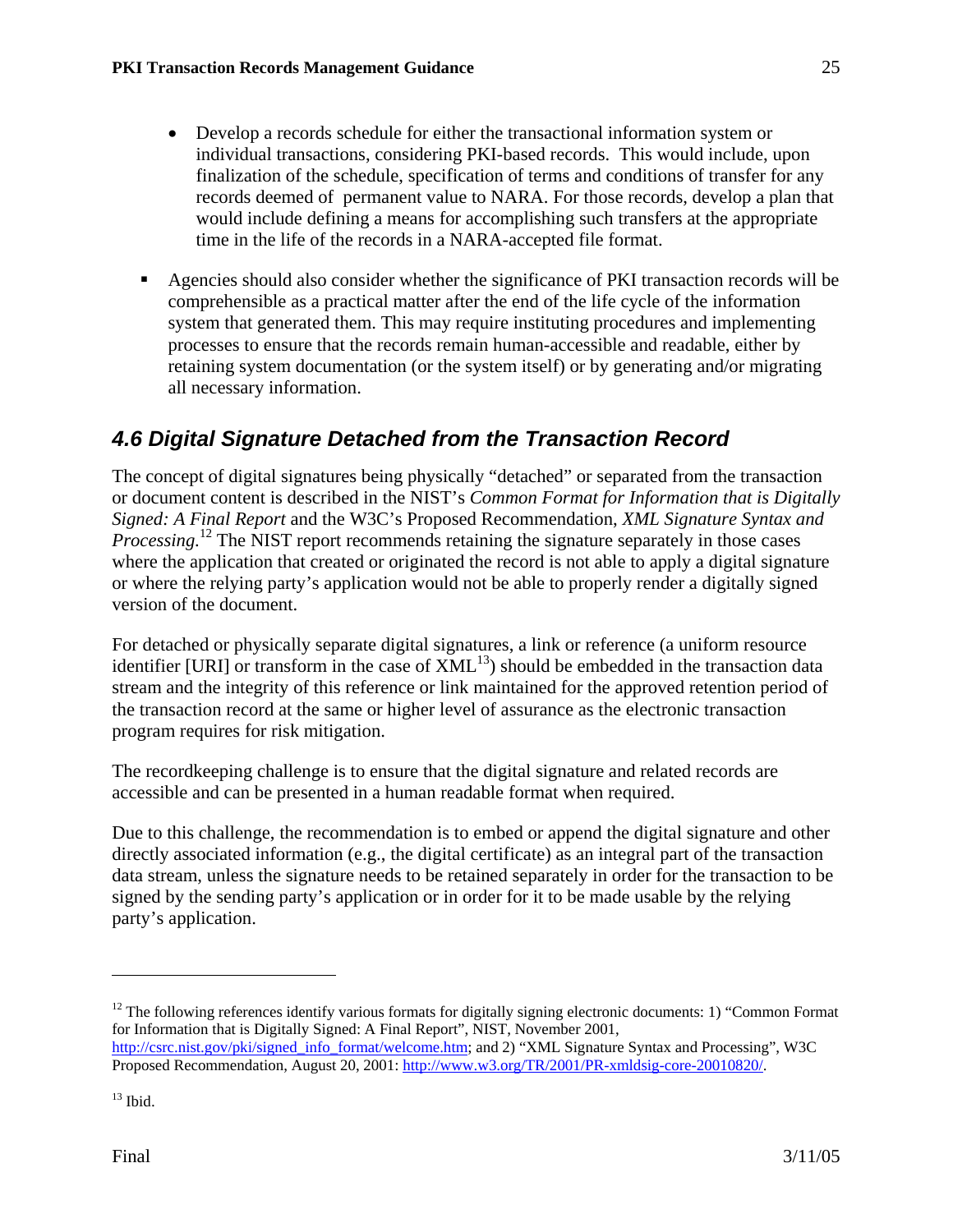- Develop a records schedule for either the transactional information system or individual transactions, considering PKI-based records. This would include, upon finalization of the schedule, specification of terms and conditions of transfer for any records deemed of permanent value to NARA. For those records, develop a plan that would include defining a means for accomplishing such transfers at the appropriate time in the life of the records in a NARA-accepted file format.

- Agencies should also consider whether the significance of PKI transaction records will be comprehensible as a practical matter after the end of the life cycle of the information system that generated them. This may require instituting procedures and implementing processes to ensure that the records remain human-accessible and readable, either by retaining system documentation (or the system itself) or by generating and/or migrating all necessary information.

## *4.6 Digital Signature Detached from the Transaction Record*

The concept of digital signatures being physically "detached" or separated from the transaction or document content is described in the NIST's *Common Format for Information that is Digitally Signed: A Final Report* and the W3C's Proposed Recommendation, *XML Signature Syntax and Processing.*[12] The NIST report recommends retaining the signature separately in those cases where the application that created or originated the record is not able to apply a digital signature or where the relying party's application would not be able to properly render a digitally signed version of the document.

For detached or physically separate digital signatures, a link or reference (a uniform resource identifier [URI] or transform in the case of XML[13]) should be embedded in the transaction data stream and the integrity of this reference or link maintained for the approved retention period of the transaction record at the same or higher level of assurance as the electronic transaction program requires for risk mitigation.

The recordkeeping challenge is to ensure that the digital signature and related records are accessible and can be presented in a human readable format when required.

Due to this challenge, the recommendation is to embed or append the digital signature and other directly associated information (e.g., the digital certificate) as an integral part of the transaction data stream, unless the signature needs to be retained separately in order for the transaction to be signed by the sending party's application or in order for it to be made usable by the relying party's application.

---

[12] The following references identify various formats for digitally signing electronic documents: 1) "Common Format for Information that is Digitally Signed: A Final Report", NIST, November 2001, http://csrc.nist.gov/pki/signed_info_format/welcome.htm; and 2) "XML Signature Syntax and Processing", W3C Proposed Recommendation, August 20, 2001: http://www.w3.org/TR/2001/PR-xmldsig-core-20010820/.

[13] Ibid.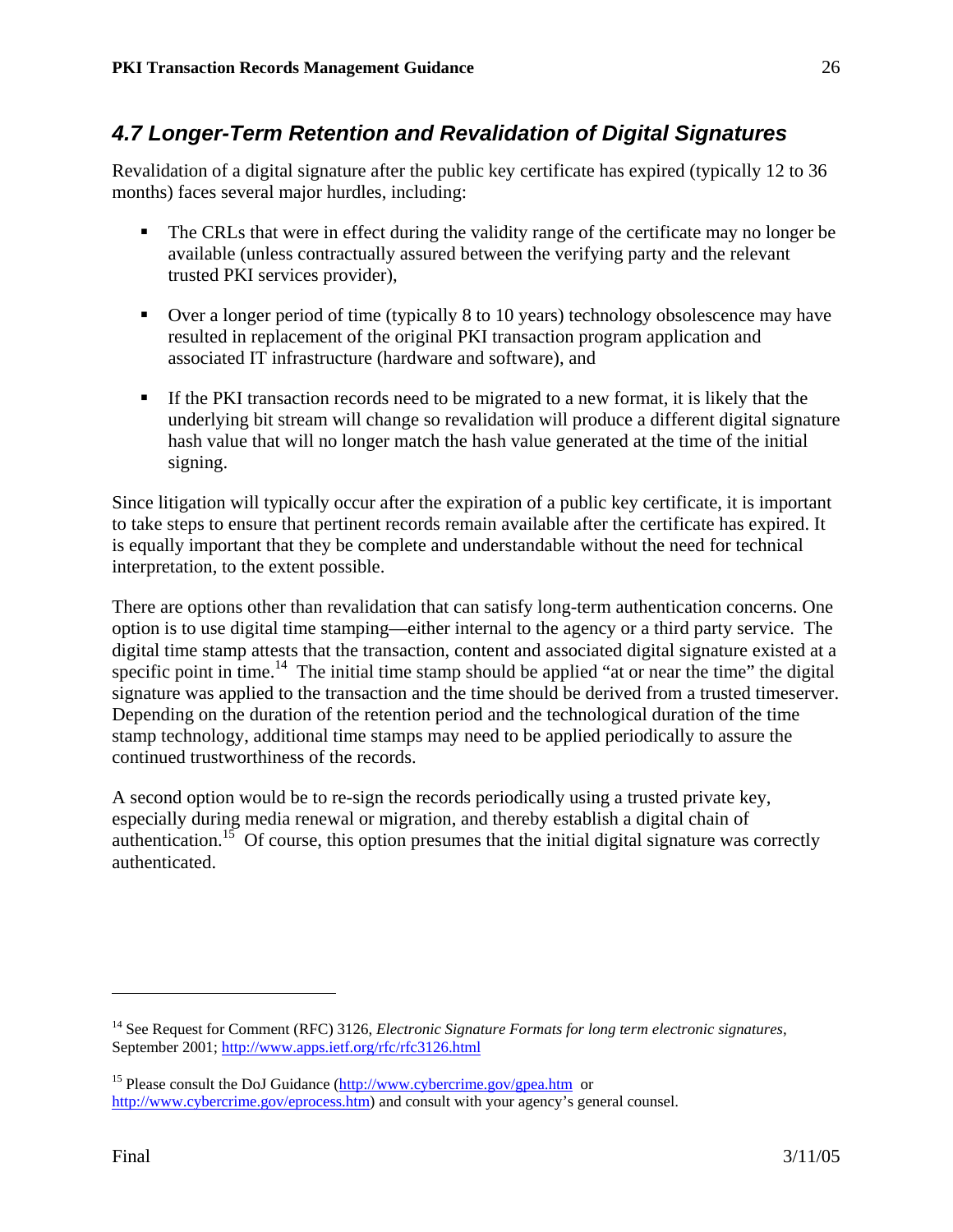## 4.7 Longer-Term Retention and Revalidation of Digital Signatures

Revalidation of a digital signature after the public key certificate has expired (typically 12 to 36 months) faces several major hurdles, including:

- The CRLs that were in effect during the validity range of the certificate may no longer be available (unless contractually assured between the verifying party and the relevant trusted PKI services provider),
- Over a longer period of time (typically 8 to 10 years) technology obsolescence may have resulted in replacement of the original PKI transaction program application and associated IT infrastructure (hardware and software), and
- If the PKI transaction records need to be migrated to a new format, it is likely that the underlying bit stream will change so revalidation will produce a different digital signature hash value that will no longer match the hash value generated at the time of the initial signing.

Since litigation will typically occur after the expiration of a public key certificate, it is important to take steps to ensure that pertinent records remain available after the certificate has expired. It is equally important that they be complete and understandable without the need for technical interpretation, to the extent possible.

There are options other than revalidation that can satisfy long-term authentication concerns. One option is to use digital time stamping—either internal to the agency or a third party service. The digital time stamp attests that the transaction, content and associated digital signature existed at a specific point in time.[14] The initial time stamp should be applied "at or near the time" the digital signature was applied to the transaction and the time should be derived from a trusted timeserver. Depending on the duration of the retention period and the technological duration of the time stamp technology, additional time stamps may need to be applied periodically to assure the continued trustworthiness of the records.

A second option would be to re-sign the records periodically using a trusted private key, especially during media renewal or migration, and thereby establish a digital chain of authentication.[15] Of course, this option presumes that the initial digital signature was correctly authenticated.

---

[14] See Request for Comment (RFC) 3126, *Electronic Signature Formats for long term electronic signatures*, September 2001; http://www.apps.ietf.org/rfc/rfc3126.html

[15] Please consult the DoJ Guidance (http://www.cybercrime.gov/gpea.htm or http://www.cybercrime.gov/eprocess.htm) and consult with your agency's general counsel.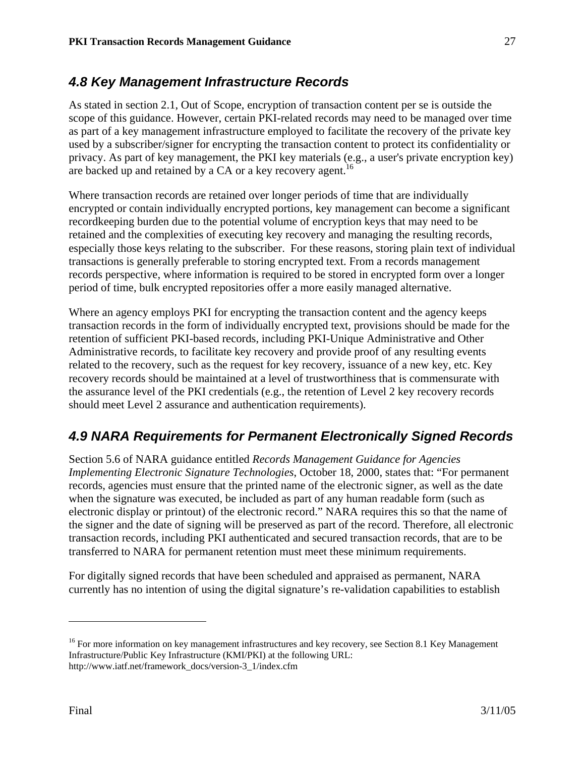## 4.8 Key Management Infrastructure Records

As stated in section 2.1, Out of Scope, encryption of transaction content per se is outside the scope of this guidance. However, certain PKI-related records may need to be managed over time as part of a key management infrastructure employed to facilitate the recovery of the private key used by a subscriber/signer for encrypting the transaction content to protect its confidentiality or privacy. As part of key management, the PKI key materials (e.g., a user's private encryption key) are backed up and retained by a CA or a key recovery agent.[16]

Where transaction records are retained over longer periods of time that are individually encrypted or contain individually encrypted portions, key management can become a significant recordkeeping burden due to the potential volume of encryption keys that may need to be retained and the complexities of executing key recovery and managing the resulting records, especially those keys relating to the subscriber. For these reasons, storing plain text of individual transactions is generally preferable to storing encrypted text. From a records management records perspective, where information is required to be stored in encrypted form over a longer period of time, bulk encrypted repositories offer a more easily managed alternative.

Where an agency employs PKI for encrypting the transaction content and the agency keeps transaction records in the form of individually encrypted text, provisions should be made for the retention of sufficient PKI-based records, including PKI-Unique Administrative and Other Administrative records, to facilitate key recovery and provide proof of any resulting events related to the recovery, such as the request for key recovery, issuance of a new key, etc. Key recovery records should be maintained at a level of trustworthiness that is commensurate with the assurance level of the PKI credentials (e.g., the retention of Level 2 key recovery records should meet Level 2 assurance and authentication requirements).

## 4.9 NARA Requirements for Permanent Electronically Signed Records

Section 5.6 of NARA guidance entitled *Records Management Guidance for Agencies Implementing Electronic Signature Technologies*, October 18, 2000, states that: "For permanent records, agencies must ensure that the printed name of the electronic signer, as well as the date when the signature was executed, be included as part of any human readable form (such as electronic display or printout) of the electronic record." NARA requires this so that the name of the signer and the date of signing will be preserved as part of the record. Therefore, all electronic transaction records, including PKI authenticated and secured transaction records, that are to be transferred to NARA for permanent retention must meet these minimum requirements.

For digitally signed records that have been scheduled and appraised as permanent, NARA currently has no intention of using the digital signature's re-validation capabilities to establish

---

[16] For more information on key management infrastructures and key recovery, see Section 8.1 Key Management Infrastructure/Public Key Infrastructure (KMI/PKI) at the following URL: http://www.iatf.net/framework_docs/version-3_1/index.cfm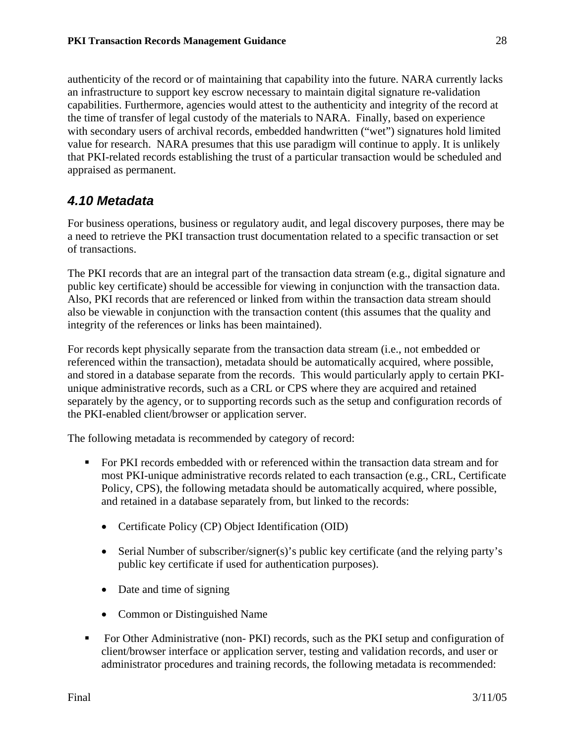authenticity of the record or of maintaining that capability into the future. NARA currently lacks an infrastructure to support key escrow necessary to maintain digital signature re-validation capabilities. Furthermore, agencies would attest to the authenticity and integrity of the record at the time of transfer of legal custody of the materials to NARA. Finally, based on experience with secondary users of archival records, embedded handwritten ("wet") signatures hold limited value for research. NARA presumes that this use paradigm will continue to apply. It is unlikely that PKI-related records establishing the trust of a particular transaction would be scheduled and appraised as permanent.

## 4.10 Metadata

For business operations, business or regulatory audit, and legal discovery purposes, there may be a need to retrieve the PKI transaction trust documentation related to a specific transaction or set of transactions.

The PKI records that are an integral part of the transaction data stream (e.g., digital signature and public key certificate) should be accessible for viewing in conjunction with the transaction data. Also, PKI records that are referenced or linked from within the transaction data stream should also be viewable in conjunction with the transaction content (this assumes that the quality and integrity of the references or links has been maintained).

For records kept physically separate from the transaction data stream (i.e., not embedded or referenced within the transaction), metadata should be automatically acquired, where possible, and stored in a database separate from the records. This would particularly apply to certain PKI-unique administrative records, such as a CRL or CPS where they are acquired and retained separately by the agency, or to supporting records such as the setup and configuration records of the PKI-enabled client/browser or application server.

The following metadata is recommended by category of record:

- For PKI records embedded with or referenced within the transaction data stream and for most PKI-unique administrative records related to each transaction (e.g., CRL, Certificate Policy, CPS), the following metadata should be automatically acquired, where possible, and retained in a database separately from, but linked to the records:
  - Certificate Policy (CP) Object Identification (OID)
  - Serial Number of subscriber/signer(s)'s public key certificate (and the relying party's public key certificate if used for authentication purposes).
  - Date and time of signing
  - Common or Distinguished Name
- For Other Administrative (non- PKI) records, such as the PKI setup and configuration of client/browser interface or application server, testing and validation records, and user or administrator procedures and training records, the following metadata is recommended: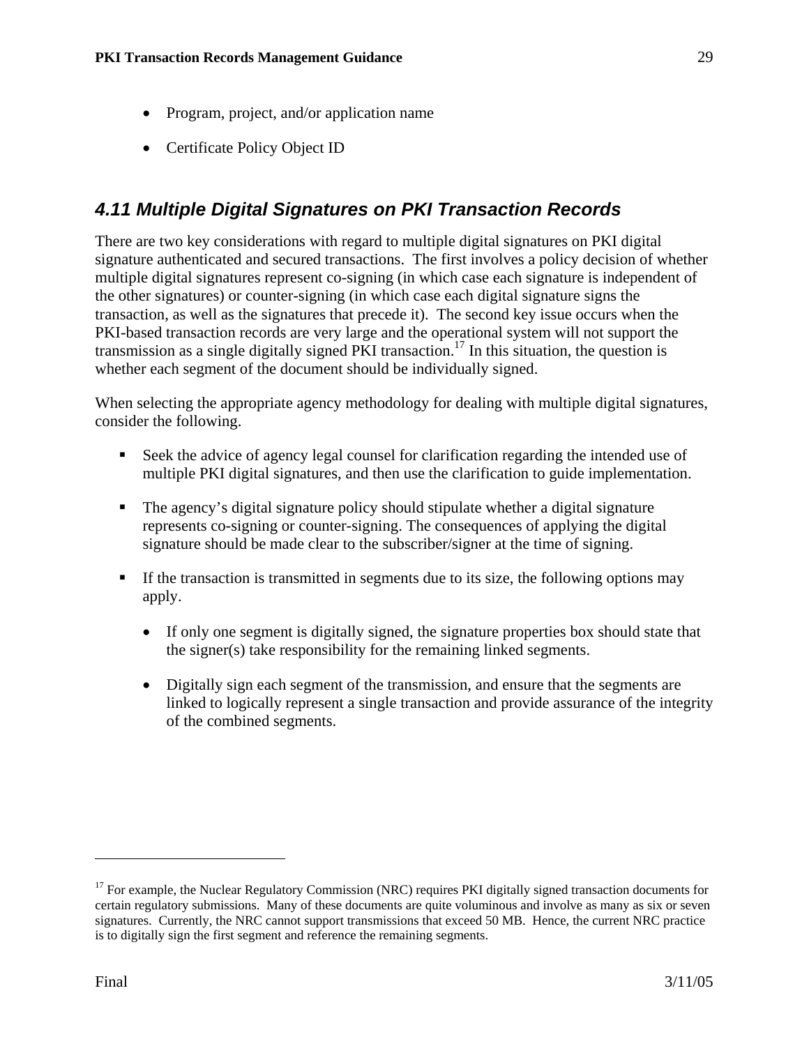- Program, project, and/or application name
- Certificate Policy Object ID

## *4.11 Multiple Digital Signatures on PKI Transaction Records*

There are two key considerations with regard to multiple digital signatures on PKI digital signature authenticated and secured transactions. The first involves a policy decision of whether multiple digital signatures represent co-signing (in which case each signature is independent of the other signatures) or counter-signing (in which case each digital signature signs the transaction, as well as the signatures that precede it). The second key issue occurs when the PKI-based transaction records are very large and the operational system will not support the transmission as a single digitally signed PKI transaction.[17] In this situation, the question is whether each segment of the document should be individually signed.

When selecting the appropriate agency methodology for dealing with multiple digital signatures, consider the following.

- Seek the advice of agency legal counsel for clarification regarding the intended use of multiple PKI digital signatures, and then use the clarification to guide implementation.
- The agency's digital signature policy should stipulate whether a digital signature represents co-signing or counter-signing. The consequences of applying the digital signature should be made clear to the subscriber/signer at the time of signing.
- If the transaction is transmitted in segments due to its size, the following options may apply.
  - If only one segment is digitally signed, the signature properties box should state that the signer(s) take responsibility for the remaining linked segments.
  - Digitally sign each segment of the transmission, and ensure that the segments are linked to logically represent a single transaction and provide assurance of the integrity of the combined segments.

---

[17] For example, the Nuclear Regulatory Commission (NRC) requires PKI digitally signed transaction documents for certain regulatory submissions. Many of these documents are quite voluminous and involve as many as six or seven signatures. Currently, the NRC cannot support transmissions that exceed 50 MB. Hence, the current NRC practice is to digitally sign the first segment and reference the remaining segments.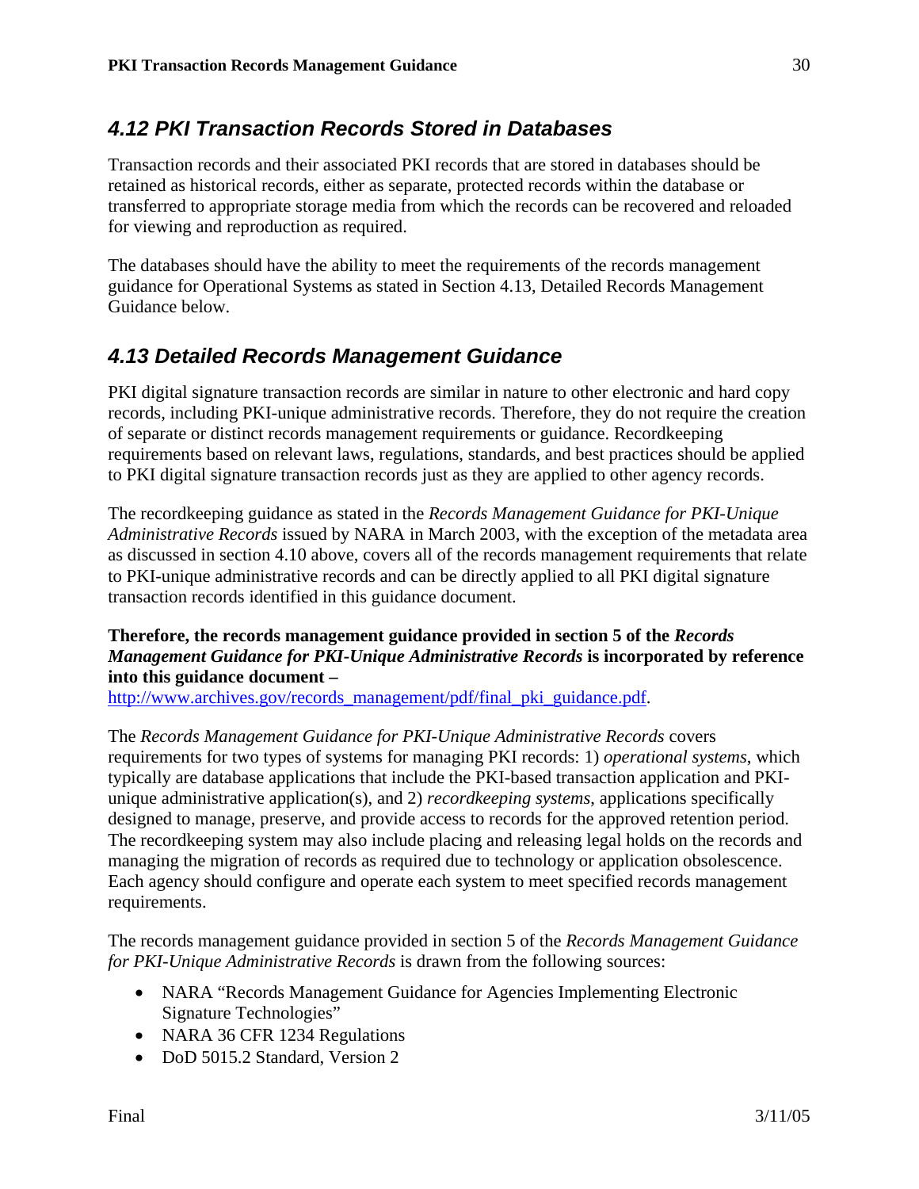## *4.12 PKI Transaction Records Stored in Databases*

Transaction records and their associated PKI records that are stored in databases should be retained as historical records, either as separate, protected records within the database or transferred to appropriate storage media from which the records can be recovered and reloaded for viewing and reproduction as required.

The databases should have the ability to meet the requirements of the records management guidance for Operational Systems as stated in Section 4.13, Detailed Records Management Guidance below.

## *4.13 Detailed Records Management Guidance*

PKI digital signature transaction records are similar in nature to other electronic and hard copy records, including PKI-unique administrative records. Therefore, they do not require the creation of separate or distinct records management requirements or guidance. Recordkeeping requirements based on relevant laws, regulations, standards, and best practices should be applied to PKI digital signature transaction records just as they are applied to other agency records.

The recordkeeping guidance as stated in the *Records Management Guidance for PKI-Unique Administrative Records* issued by NARA in March 2003, with the exception of the metadata area as discussed in section 4.10 above, covers all of the records management requirements that relate to PKI-unique administrative records and can be directly applied to all PKI digital signature transaction records identified in this guidance document.

**Therefore, the records management guidance provided in section 5 of the *Records Management Guidance for PKI-Unique Administrative Records* is incorporated by reference into this guidance document –** [http://www.archives.gov/records_management/pdf/final_pki_guidance.pdf](http://www.archives.gov/records_management/pdf/final_pki_guidance.pdf).

The *Records Management Guidance for PKI-Unique Administrative Records* covers requirements for two types of systems for managing PKI records: 1) *operational systems*, which typically are database applications that include the PKI-based transaction application and PKI-unique administrative application(s), and 2) *recordkeeping systems*, applications specifically designed to manage, preserve, and provide access to records for the approved retention period. The recordkeeping system may also include placing and releasing legal holds on the records and managing the migration of records as required due to technology or application obsolescence. Each agency should configure and operate each system to meet specified records management requirements.

The records management guidance provided in section 5 of the *Records Management Guidance for PKI-Unique Administrative Records* is drawn from the following sources:

- NARA "Records Management Guidance for Agencies Implementing Electronic Signature Technologies"
- NARA 36 CFR 1234 Regulations
- DoD 5015.2 Standard, Version 2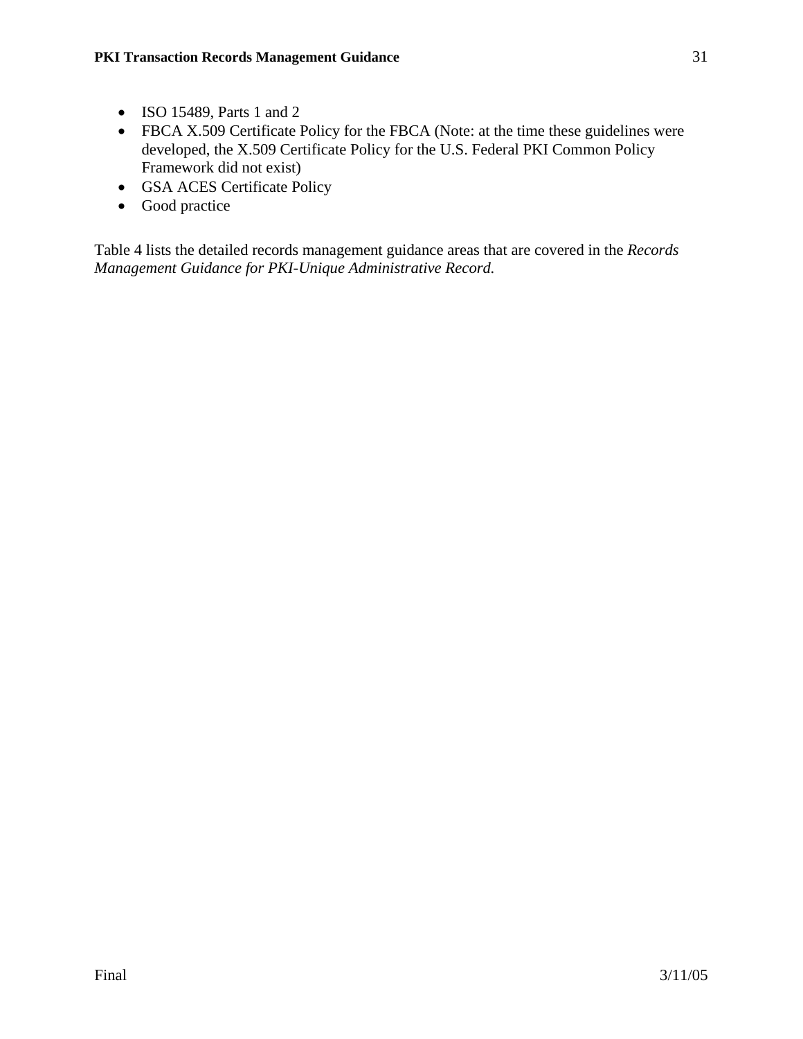- ISO 15489, Parts 1 and 2
- FBCA X.509 Certificate Policy for the FBCA (Note: at the time these guidelines were developed, the X.509 Certificate Policy for the U.S. Federal PKI Common Policy Framework did not exist)
- GSA ACES Certificate Policy
- Good practice

Table 4 lists the detailed records management guidance areas that are covered in the *Records Management Guidance for PKI-Unique Administrative Record.*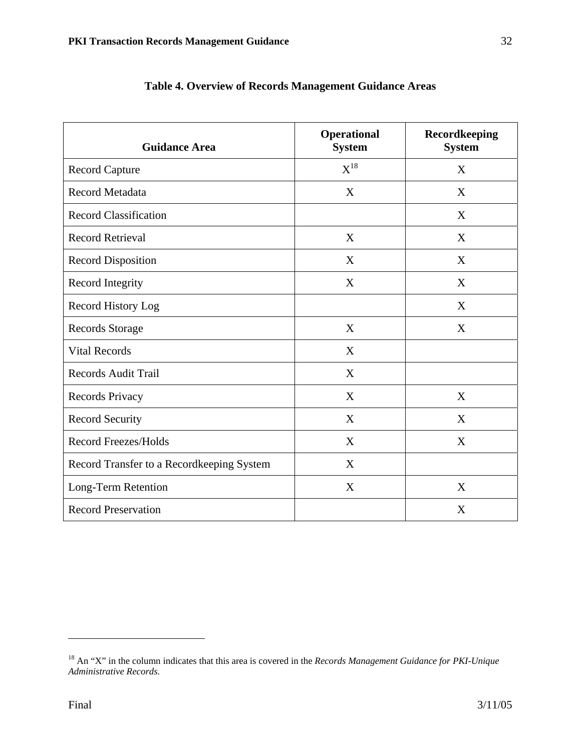**Table 4. Overview of Records Management Guidance Areas**

| Guidance Area | Operational System | Recordkeeping System |
|---|---|---|
| Record Capture | X[18] | X |
| Record Metadata | X | X |
| Record Classification | | X |
| Record Retrieval | X | X |
| Record Disposition | X | X |
| Record Integrity | X | X |
| Record History Log | | X |
| Records Storage | X | X |
| Vital Records | X | |
| Records Audit Trail | X | |
| Records Privacy | X | X |
| Record Security | X | X |
| Record Freezes/Holds | X | X |
| Record Transfer to a Recordkeeping System | X | |
| Long-Term Retention | X | X |
| Record Preservation | | X |

[18] An "X" in the column indicates that this area is covered in the *Records Management Guidance for PKI-Unique Administrative Records.*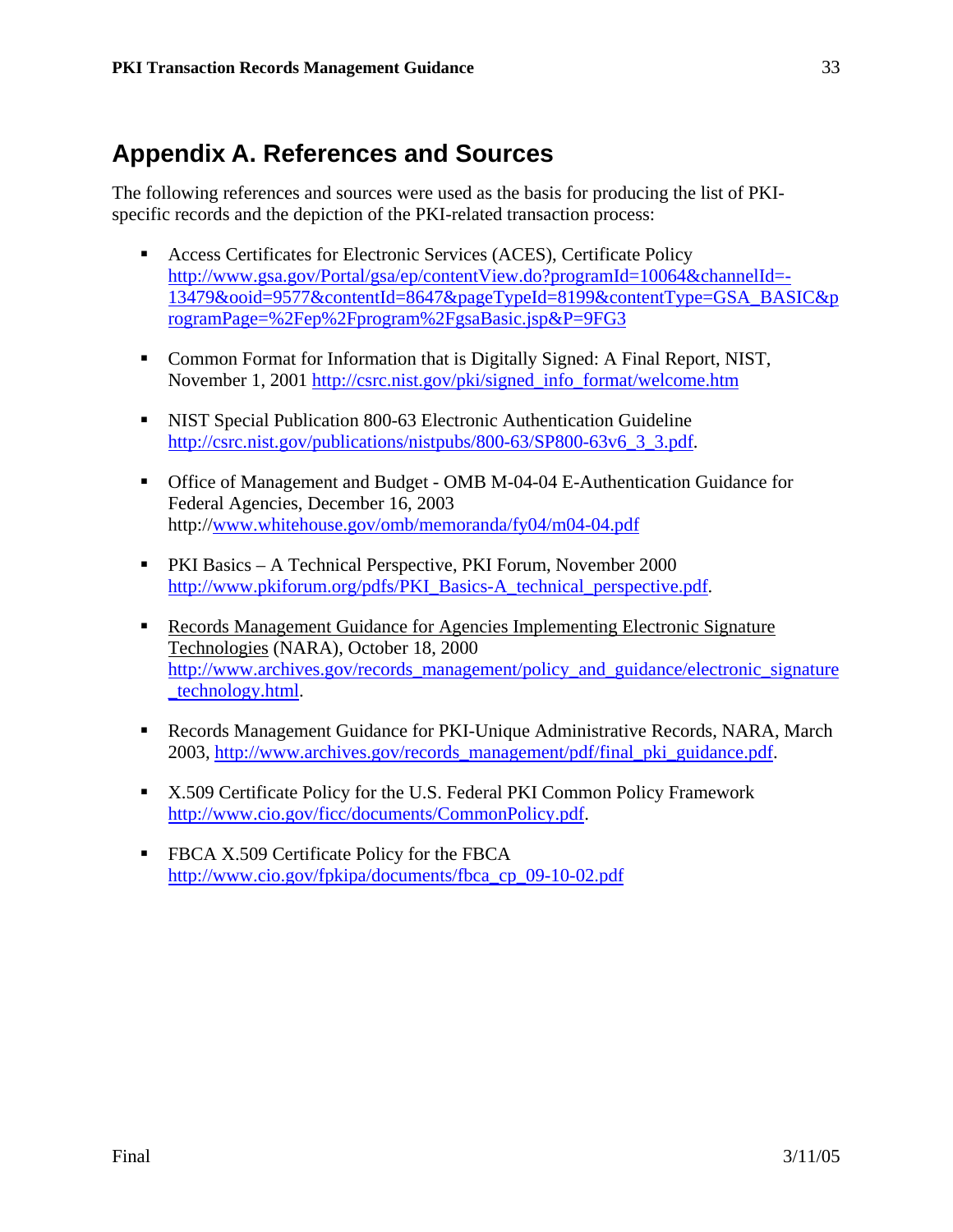# Appendix A. References and Sources

The following references and sources were used as the basis for producing the list of PKI-specific records and the depiction of the PKI-related transaction process:

- Access Certificates for Electronic Services (ACES), Certificate Policy http://www.gsa.gov/Portal/gsa/ep/contentView.do?programId=10064&channelId=-13479&ooid=9577&contentId=8647&pageTypeId=8199&contentType=GSA_BASIC&programPage=%2Fep%2Fprogram%2FgsaBasic.jsp&P=9FG3

- Common Format for Information that is Digitally Signed: A Final Report, NIST, November 1, 2001 http://csrc.nist.gov/pki/signed_info_format/welcome.htm

- NIST Special Publication 800-63 Electronic Authentication Guideline http://csrc.nist.gov/publications/nistpubs/800-63/SP800-63v6_3_3.pdf.

- Office of Management and Budget - OMB M-04-04 E-Authentication Guidance for Federal Agencies, December 16, 2003 http://www.whitehouse.gov/omb/memoranda/fy04/m04-04.pdf

- PKI Basics – A Technical Perspective, PKI Forum, November 2000 http://www.pkiforum.org/pdfs/PKI_Basics-A_technical_perspective.pdf.

- Records Management Guidance for Agencies Implementing Electronic Signature Technologies (NARA), October 18, 2000 http://www.archives.gov/records_management/policy_and_guidance/electronic_signature_technology.html.

- Records Management Guidance for PKI-Unique Administrative Records, NARA, March 2003, http://www.archives.gov/records_management/pdf/final_pki_guidance.pdf.

- X.509 Certificate Policy for the U.S. Federal PKI Common Policy Framework http://www.cio.gov/ficc/documents/CommonPolicy.pdf.

- FBCA X.509 Certificate Policy for the FBCA http://www.cio.gov/fpkipa/documents/fbca_cp_09-10-02.pdf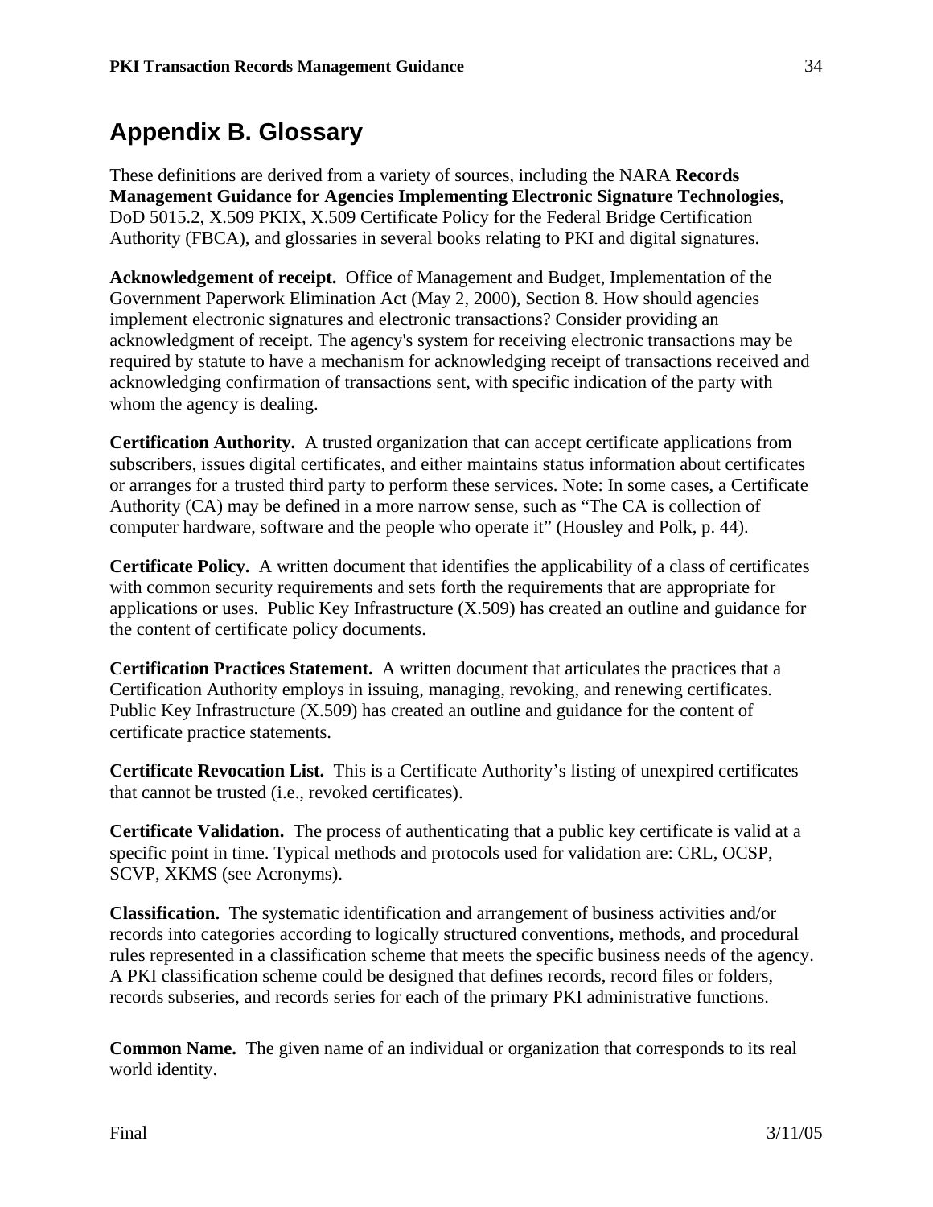# Appendix B. Glossary

These definitions are derived from a variety of sources, including the NARA **Records Management Guidance for Agencies Implementing Electronic Signature Technologies**, DoD 5015.2, X.509 PKIX, X.509 Certificate Policy for the Federal Bridge Certification Authority (FBCA), and glossaries in several books relating to PKI and digital signatures.

**Acknowledgement of receipt.** Office of Management and Budget, Implementation of the Government Paperwork Elimination Act (May 2, 2000), Section 8. How should agencies implement electronic signatures and electronic transactions? Consider providing an acknowledgment of receipt. The agency's system for receiving electronic transactions may be required by statute to have a mechanism for acknowledging receipt of transactions received and acknowledging confirmation of transactions sent, with specific indication of the party with whom the agency is dealing.

**Certification Authority.** A trusted organization that can accept certificate applications from subscribers, issues digital certificates, and either maintains status information about certificates or arranges for a trusted third party to perform these services. Note: In some cases, a Certificate Authority (CA) may be defined in a more narrow sense, such as "The CA is collection of computer hardware, software and the people who operate it" (Housley and Polk, p. 44).

**Certificate Policy.** A written document that identifies the applicability of a class of certificates with common security requirements and sets forth the requirements that are appropriate for applications or uses. Public Key Infrastructure (X.509) has created an outline and guidance for the content of certificate policy documents.

**Certification Practices Statement.** A written document that articulates the practices that a Certification Authority employs in issuing, managing, revoking, and renewing certificates. Public Key Infrastructure (X.509) has created an outline and guidance for the content of certificate practice statements.

**Certificate Revocation List.** This is a Certificate Authority's listing of unexpired certificates that cannot be trusted (i.e., revoked certificates).

**Certificate Validation.** The process of authenticating that a public key certificate is valid at a specific point in time. Typical methods and protocols used for validation are: CRL, OCSP, SCVP, XKMS (see Acronyms).

**Classification.** The systematic identification and arrangement of business activities and/or records into categories according to logically structured conventions, methods, and procedural rules represented in a classification scheme that meets the specific business needs of the agency. A PKI classification scheme could be designed that defines records, record files or folders, records subseries, and records series for each of the primary PKI administrative functions.

**Common Name.** The given name of an individual or organization that corresponds to its real world identity.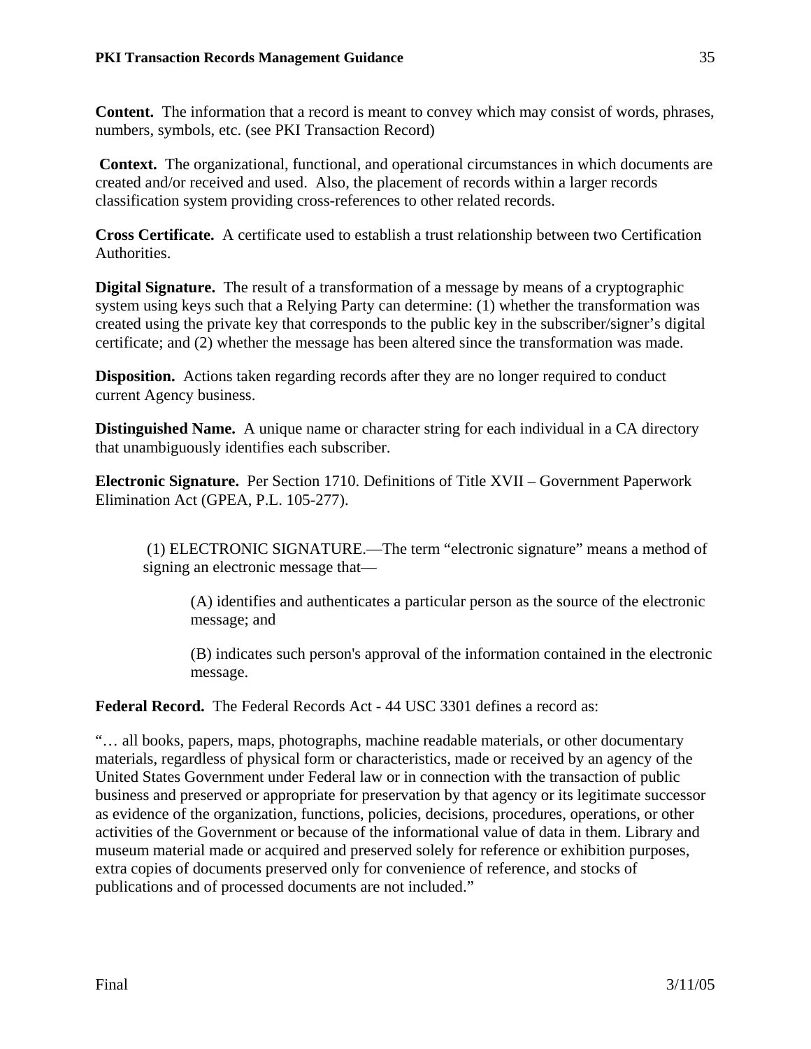**Content.** The information that a record is meant to convey which may consist of words, phrases, numbers, symbols, etc. (see PKI Transaction Record)

**Context.** The organizational, functional, and operational circumstances in which documents are created and/or received and used. Also, the placement of records within a larger records classification system providing cross-references to other related records.

**Cross Certificate.** A certificate used to establish a trust relationship between two Certification Authorities.

**Digital Signature.** The result of a transformation of a message by means of a cryptographic system using keys such that a Relying Party can determine: (1) whether the transformation was created using the private key that corresponds to the public key in the subscriber/signer's digital certificate; and (2) whether the message has been altered since the transformation was made.

**Disposition.** Actions taken regarding records after they are no longer required to conduct current Agency business.

**Distinguished Name.** A unique name or character string for each individual in a CA directory that unambiguously identifies each subscriber.

**Electronic Signature.** Per Section 1710. Definitions of Title XVII – Government Paperwork Elimination Act (GPEA, P.L. 105-277).

> (1) ELECTRONIC SIGNATURE.—The term "electronic signature" means a method of signing an electronic message that—
>
> > (A) identifies and authenticates a particular person as the source of the electronic message; and
> >
> > (B) indicates such person's approval of the information contained in the electronic message.

**Federal Record.** The Federal Records Act - 44 USC 3301 defines a record as:

"… all books, papers, maps, photographs, machine readable materials, or other documentary materials, regardless of physical form or characteristics, made or received by an agency of the United States Government under Federal law or in connection with the transaction of public business and preserved or appropriate for preservation by that agency or its legitimate successor as evidence of the organization, functions, policies, decisions, procedures, operations, or other activities of the Government or because of the informational value of data in them. Library and museum material made or acquired and preserved solely for reference or exhibition purposes, extra copies of documents preserved only for convenience of reference, and stocks of publications and of processed documents are not included."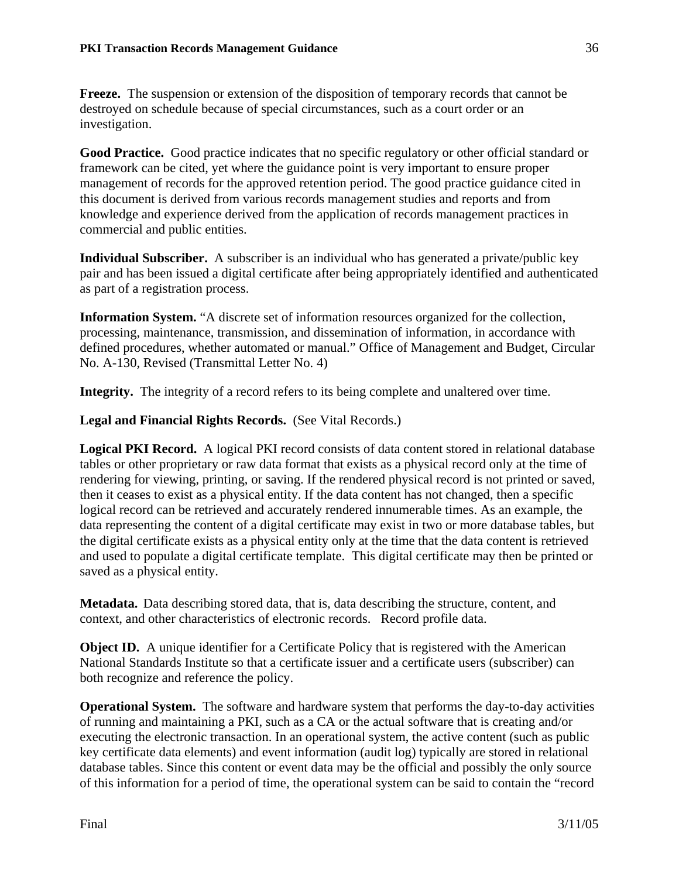**Freeze.** The suspension or extension of the disposition of temporary records that cannot be destroyed on schedule because of special circumstances, such as a court order or an investigation.

**Good Practice.** Good practice indicates that no specific regulatory or other official standard or framework can be cited, yet where the guidance point is very important to ensure proper management of records for the approved retention period. The good practice guidance cited in this document is derived from various records management studies and reports and from knowledge and experience derived from the application of records management practices in commercial and public entities.

**Individual Subscriber.** A subscriber is an individual who has generated a private/public key pair and has been issued a digital certificate after being appropriately identified and authenticated as part of a registration process.

**Information System.** "A discrete set of information resources organized for the collection, processing, maintenance, transmission, and dissemination of information, in accordance with defined procedures, whether automated or manual." Office of Management and Budget, Circular No. A-130, Revised (Transmittal Letter No. 4)

**Integrity.** The integrity of a record refers to its being complete and unaltered over time.

**Legal and Financial Rights Records.** (See Vital Records.)

**Logical PKI Record.** A logical PKI record consists of data content stored in relational database tables or other proprietary or raw data format that exists as a physical record only at the time of rendering for viewing, printing, or saving. If the rendered physical record is not printed or saved, then it ceases to exist as a physical entity. If the data content has not changed, then a specific logical record can be retrieved and accurately rendered innumerable times. As an example, the data representing the content of a digital certificate may exist in two or more database tables, but the digital certificate exists as a physical entity only at the time that the data content is retrieved and used to populate a digital certificate template. This digital certificate may then be printed or saved as a physical entity.

**Metadata.** Data describing stored data, that is, data describing the structure, content, and context, and other characteristics of electronic records. Record profile data.

**Object ID.** A unique identifier for a Certificate Policy that is registered with the American National Standards Institute so that a certificate issuer and a certificate users (subscriber) can both recognize and reference the policy.

**Operational System.** The software and hardware system that performs the day-to-day activities of running and maintaining a PKI, such as a CA or the actual software that is creating and/or executing the electronic transaction. In an operational system, the active content (such as public key certificate data elements) and event information (audit log) typically are stored in relational database tables. Since this content or event data may be the official and possibly the only source of this information for a period of time, the operational system can be said to contain the "record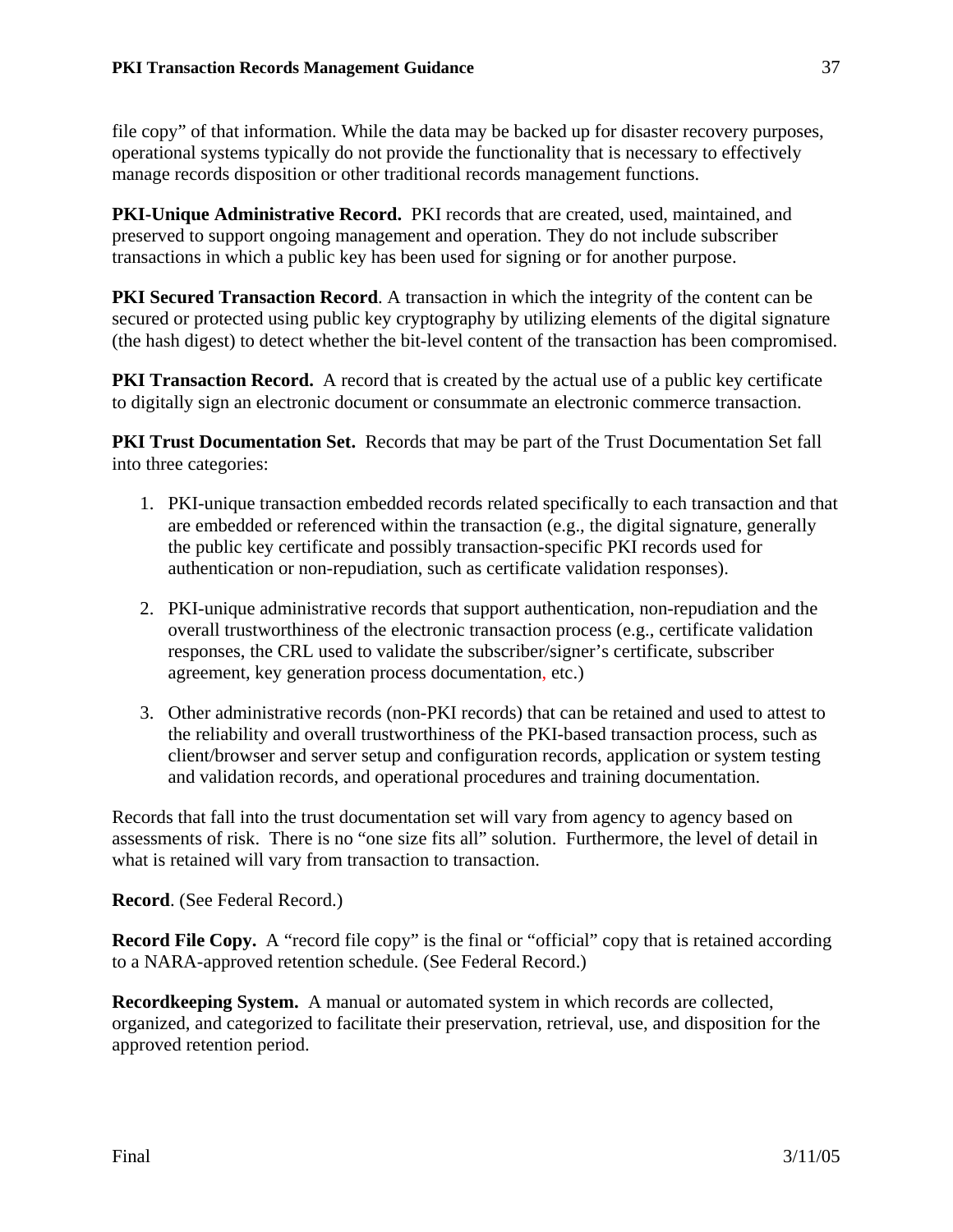file copy" of that information. While the data may be backed up for disaster recovery purposes, operational systems typically do not provide the functionality that is necessary to effectively manage records disposition or other traditional records management functions.

**PKI-Unique Administrative Record.** PKI records that are created, used, maintained, and preserved to support ongoing management and operation. They do not include subscriber transactions in which a public key has been used for signing or for another purpose.

**PKI Secured Transaction Record**. A transaction in which the integrity of the content can be secured or protected using public key cryptography by utilizing elements of the digital signature (the hash digest) to detect whether the bit-level content of the transaction has been compromised.

**PKI Transaction Record.** A record that is created by the actual use of a public key certificate to digitally sign an electronic document or consummate an electronic commerce transaction.

**PKI Trust Documentation Set.** Records that may be part of the Trust Documentation Set fall into three categories:

1. PKI-unique transaction embedded records related specifically to each transaction and that are embedded or referenced within the transaction (e.g., the digital signature, generally the public key certificate and possibly transaction-specific PKI records used for authentication or non-repudiation, such as certificate validation responses).

2. PKI-unique administrative records that support authentication, non-repudiation and the overall trustworthiness of the electronic transaction process (e.g., certificate validation responses, the CRL used to validate the subscriber/signer's certificate, subscriber agreement, key generation process documentation, etc.)

3. Other administrative records (non-PKI records) that can be retained and used to attest to the reliability and overall trustworthiness of the PKI-based transaction process, such as client/browser and server setup and configuration records, application or system testing and validation records, and operational procedures and training documentation.

Records that fall into the trust documentation set will vary from agency to agency based on assessments of risk. There is no "one size fits all" solution. Furthermore, the level of detail in what is retained will vary from transaction to transaction.

**Record**. (See Federal Record.)

**Record File Copy.** A "record file copy" is the final or "official" copy that is retained according to a NARA-approved retention schedule. (See Federal Record.)

**Recordkeeping System.** A manual or automated system in which records are collected, organized, and categorized to facilitate their preservation, retrieval, use, and disposition for the approved retention period.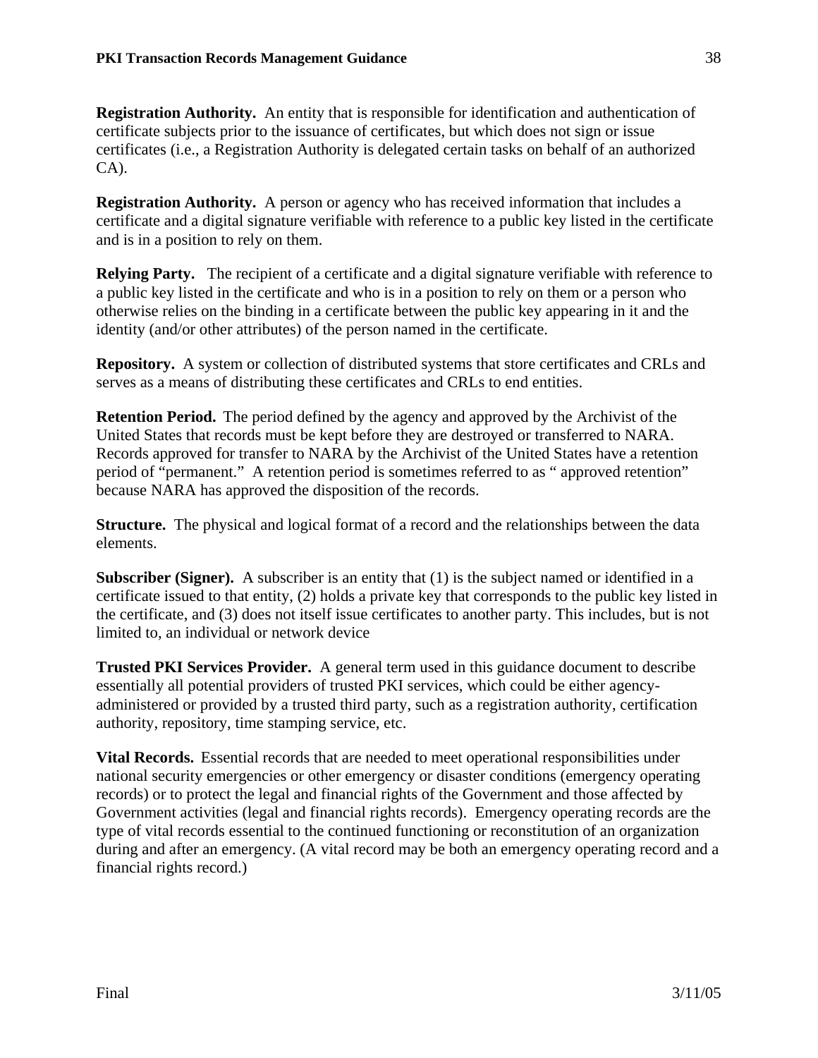**Registration Authority.** An entity that is responsible for identification and authentication of certificate subjects prior to the issuance of certificates, but which does not sign or issue certificates (i.e., a Registration Authority is delegated certain tasks on behalf of an authorized CA).

**Registration Authority.** A person or agency who has received information that includes a certificate and a digital signature verifiable with reference to a public key listed in the certificate and is in a position to rely on them.

**Relying Party.** The recipient of a certificate and a digital signature verifiable with reference to a public key listed in the certificate and who is in a position to rely on them or a person who otherwise relies on the binding in a certificate between the public key appearing in it and the identity (and/or other attributes) of the person named in the certificate.

**Repository.** A system or collection of distributed systems that store certificates and CRLs and serves as a means of distributing these certificates and CRLs to end entities.

**Retention Period.** The period defined by the agency and approved by the Archivist of the United States that records must be kept before they are destroyed or transferred to NARA. Records approved for transfer to NARA by the Archivist of the United States have a retention period of "permanent." A retention period is sometimes referred to as " approved retention" because NARA has approved the disposition of the records.

**Structure.** The physical and logical format of a record and the relationships between the data elements.

**Subscriber (Signer).** A subscriber is an entity that (1) is the subject named or identified in a certificate issued to that entity, (2) holds a private key that corresponds to the public key listed in the certificate, and (3) does not itself issue certificates to another party. This includes, but is not limited to, an individual or network device

**Trusted PKI Services Provider.** A general term used in this guidance document to describe essentially all potential providers of trusted PKI services, which could be either agency-administered or provided by a trusted third party, such as a registration authority, certification authority, repository, time stamping service, etc.

**Vital Records.** Essential records that are needed to meet operational responsibilities under national security emergencies or other emergency or disaster conditions (emergency operating records) or to protect the legal and financial rights of the Government and those affected by Government activities (legal and financial rights records). Emergency operating records are the type of vital records essential to the continued functioning or reconstitution of an organization during and after an emergency. (A vital record may be both an emergency operating record and a financial rights record.)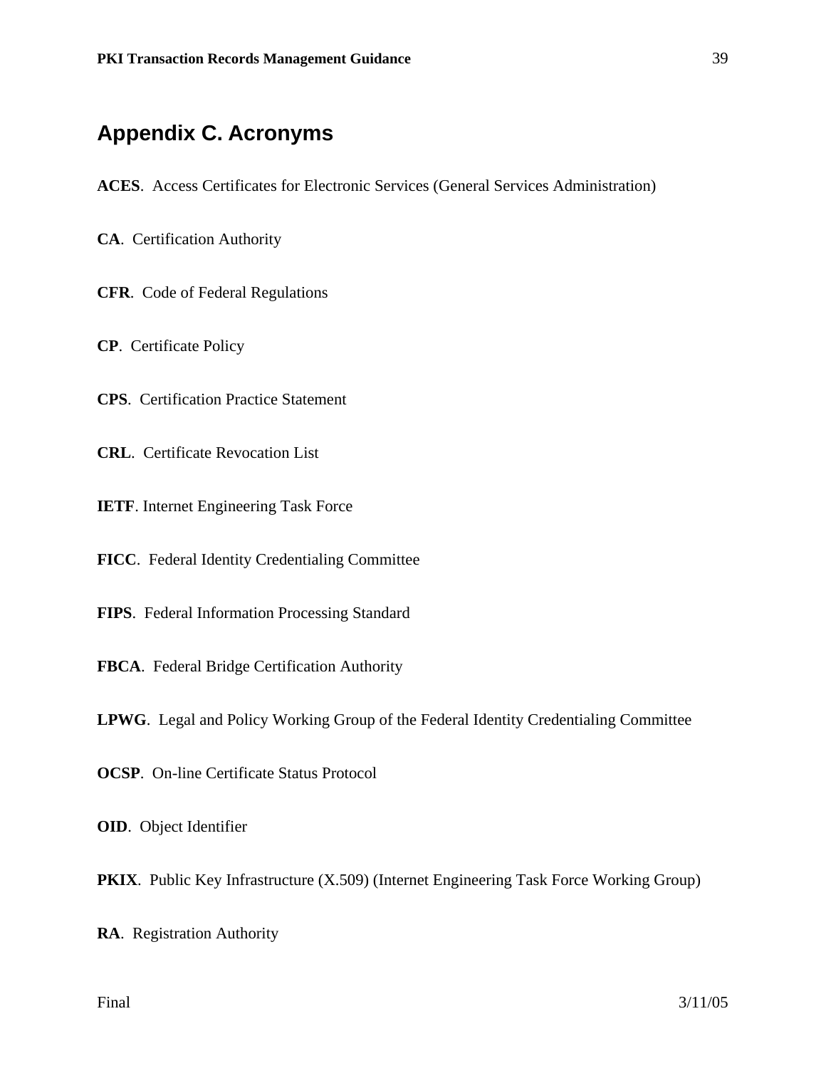## Appendix C. Acronyms

**ACES**. Access Certificates for Electronic Services (General Services Administration)

**CA**. Certification Authority

**CFR**. Code of Federal Regulations

**CP**. Certificate Policy

**CPS**. Certification Practice Statement

**CRL**. Certificate Revocation List

**IETF**. Internet Engineering Task Force

**FICC**. Federal Identity Credentialing Committee

**FIPS**. Federal Information Processing Standard

**FBCA**. Federal Bridge Certification Authority

**LPWG**. Legal and Policy Working Group of the Federal Identity Credentialing Committee

**OCSP**. On-line Certificate Status Protocol

**OID**. Object Identifier

**PKIX**. Public Key Infrastructure (X.509) (Internet Engineering Task Force Working Group)

**RA**. Registration Authority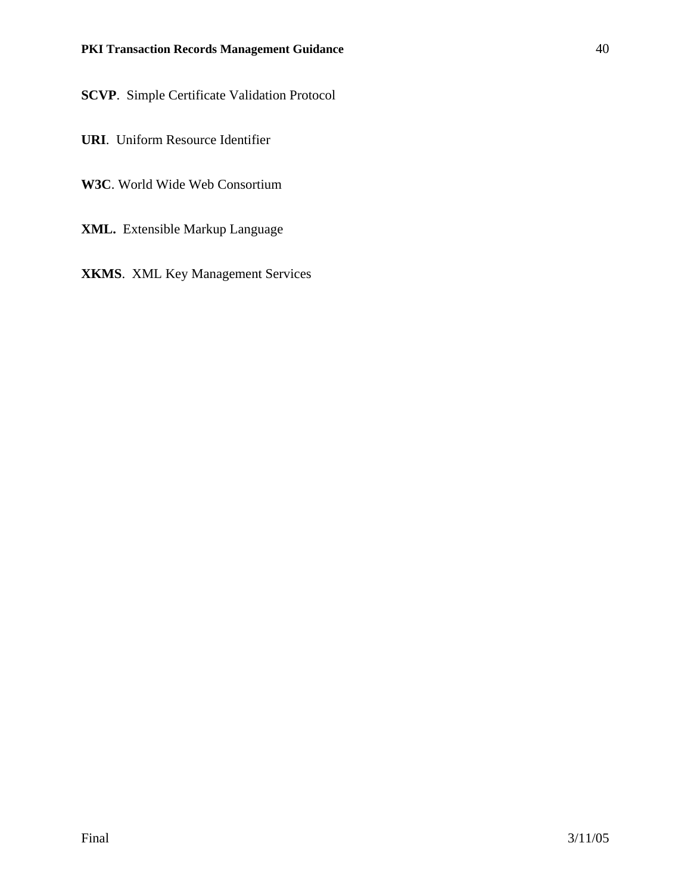**SCVP**.  Simple Certificate Validation Protocol

**URI**.  Uniform Resource Identifier

**W3C**. World Wide Web Consortium

**XML.**  Extensible Markup Language

**XKMS**.  XML Key Management Services